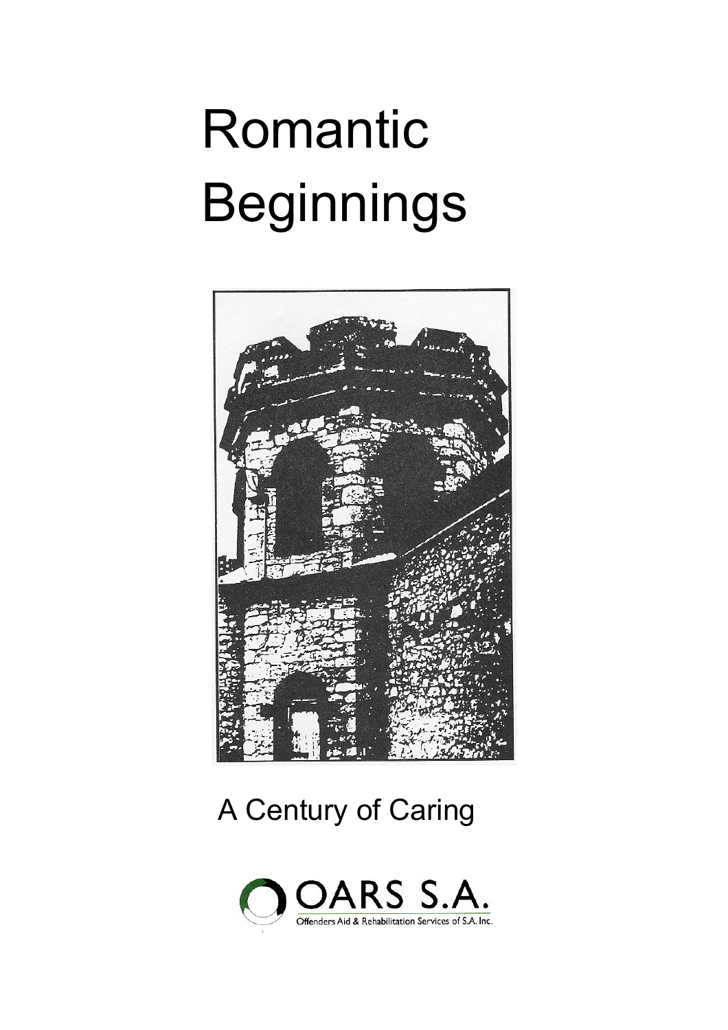# Romantic Beginnings

A Century of Caring

OARS S.A.

Offenders Aid & Rehabilitation Services of S.A. Inc.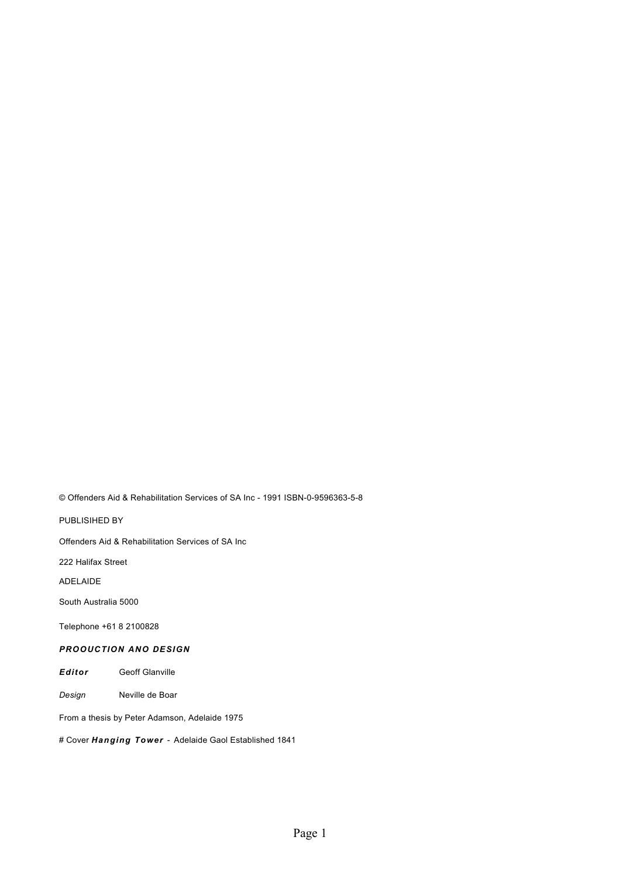© Offenders Aid & Rehabilitation Services of SA Inc - 1991 ISBN-0-9596363-5-8

PUBLISIHED BY

Offenders Aid & Rehabilitation Services of SA Inc

222 Halifax Street

ADELAIDE

South Australia 5000

Telephone +61 8 2100828

***PROOUCTION ANO DESIGN***

***Editor*** Geoff Glanville

*Design* Neville de Boar

From a thesis by Peter Adamson, Adelaide 1975

# Cover ***Hanging Tower*** - Adelaide Gaol Established 1841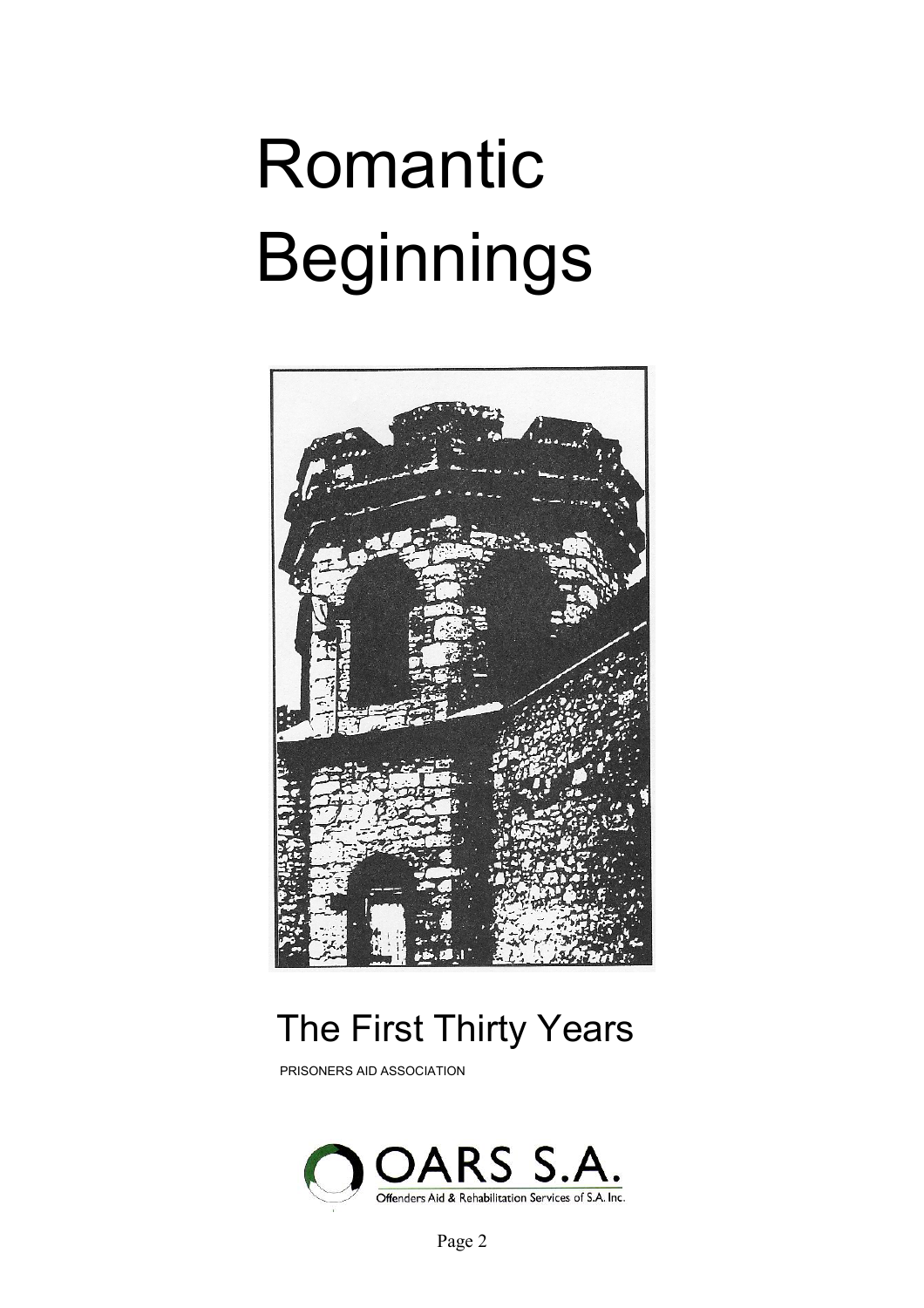# Romantic Beginnings

## The First Thirty Years

PRISONERS AID ASSOCIATION

OARS S.A.

Offenders Aid & Rehabilitation Services of S.A. Inc.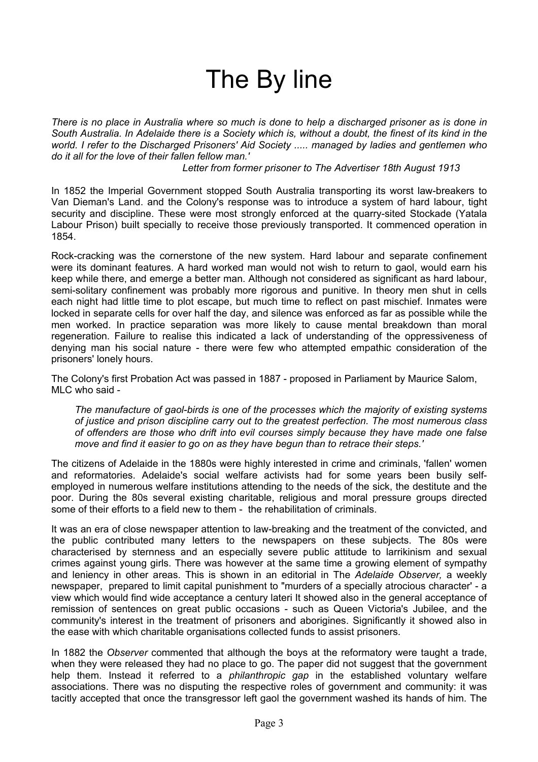# The By line

*There is no place in Australia where so much is done to help a discharged prisoner as is done in South Australia. In Adelaide there is a Society which is, without a doubt, the finest of its kind in the world. I refer to the Discharged Prisoners' Aid Society ..... managed by ladies and gentlemen who do it all for the love of their fallen fellow man.'*

*Letter from former prisoner to The Advertiser 18th August 1913*

In 1852 the Imperial Government stopped South Australia transporting its worst law-breakers to Van Dieman's Land. and the Colony's response was to introduce a system of hard labour, tight security and discipline. These were most strongly enforced at the quarry-sited Stockade (Yatala Labour Prison) built specially to receive those previously transported. It commenced operation in 1854.

Rock-cracking was the cornerstone of the new system. Hard labour and separate confinement were its dominant features. A hard worked man would not wish to return to gaol, would earn his keep while there, and emerge a better man. Although not considered as significant as hard labour, semi-solitary confinement was probably more rigorous and punitive. In theory men shut in cells each night had little time to plot escape, but much time to reflect on past mischief. Inmates were locked in separate cells for over half the day, and silence was enforced as far as possible while the men worked. In practice separation was more likely to cause mental breakdown than moral regeneration. Failure to realise this indicated a lack of understanding of the oppressiveness of denying man his social nature - there were few who attempted empathic consideration of the prisoners' lonely hours.

The Colony's first Probation Act was passed in 1887 - proposed in Parliament by Maurice Salom, MLC who said -

> *The manufacture of gaol-birds is one of the processes which the majority of existing systems of justice and prison discipline carry out to the greatest perfection. The most numerous class of offenders are those who drift into evil courses simply because they have made one false move and find it easier to go on as they have begun than to retrace their steps.'*

The citizens of Adelaide in the 1880s were highly interested in crime and criminals, 'fallen' women and reformatories. Adelaide's social welfare activists had for some years been busily self-employed in numerous welfare institutions attending to the needs of the sick, the destitute and the poor. During the 80s several existing charitable, religious and moral pressure groups directed some of their efforts to a field new to them - the rehabilitation of criminals.

It was an era of close newspaper attention to law-breaking and the treatment of the convicted, and the public contributed many letters to the newspapers on these subjects. The 80s were characterised by sternness and an especially severe public attitude to larrikinism and sexual crimes against young girls. There was however at the same time a growing element of sympathy and leniency in other areas. This is shown in an editorial in The *Adelaide Observer,* a weekly newspaper, prepared to limit capital punishment to "murders of a specially atrocious character' - a view which would find wide acceptance a century lateri It showed also in the general acceptance of remission of sentences on great public occasions - such as Queen Victoria's Jubilee, and the community's interest in the treatment of prisoners and aborigines. Significantly it showed also in the ease with which charitable organisations collected funds to assist prisoners.

In 1882 the *Observer* commented that although the boys at the reformatory were taught a trade, when they were released they had no place to go. The paper did not suggest that the government help them. Instead it referred to a *philanthropic gap* in the established voluntary welfare associations. There was no disputing the respective roles of government and community: it was tacitly accepted that once the transgressor left gaol the government washed its hands of him. The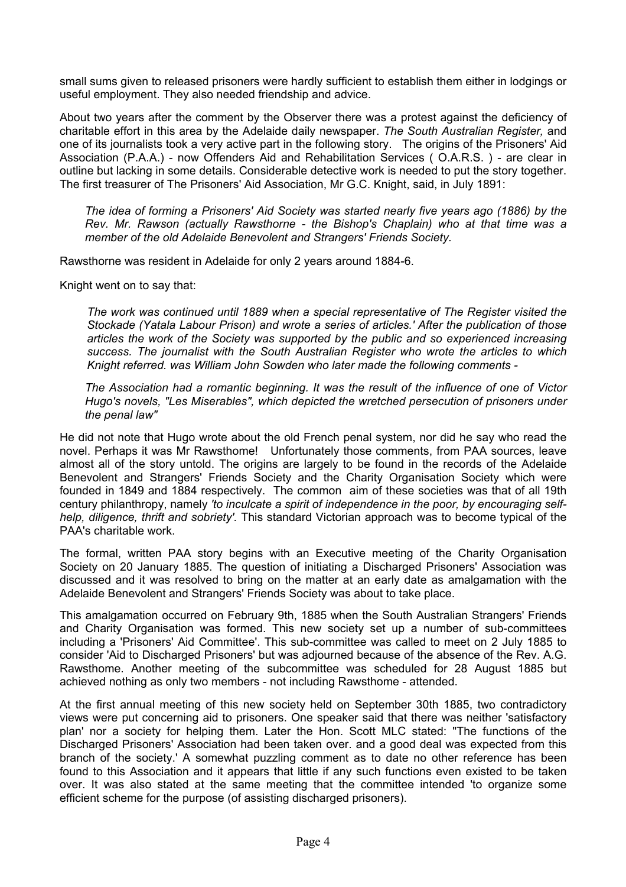small sums given to released prisoners were hardly sufficient to establish them either in lodgings or useful employment. They also needed friendship and advice.

About two years after the comment by the Observer there was a protest against the deficiency of charitable effort in this area by the Adelaide daily newspaper. *The South Australian Register,* and one of its journalists took a very active part in the following story. The origins of the Prisoners' Aid Association (P.A.A.) - now Offenders Aid and Rehabilitation Services ( O.A.R.S. ) - are clear in outline but lacking in some details. Considerable detective work is needed to put the story together. The first treasurer of The Prisoners' Aid Association, Mr G.C. Knight, said, in July 1891:

> *The idea of forming a Prisoners' Aid Society was started nearly five years ago (1886) by the Rev. Mr. Rawson (actually Rawsthorne - the Bishop's Chaplain) who at that time was a member of the old Adelaide Benevolent and Strangers' Friends Society.*

Rawsthorne was resident in Adelaide for only 2 years around 1884-6.

Knight went on to say that:

> *The work was continued until 1889 when a special representative of The Register visited the Stockade (Yatala Labour Prison) and wrote a series of articles.' After the publication of those articles the work of the Society was supported by the public and so experienced increasing success. The journalist with the South Australian Register who wrote the articles to which Knight referred. was William John Sowden who later made the following comments -*

> *The Association had a romantic beginning. It was the result of the influence of one of Victor Hugo's novels, "Les Miserables", which depicted the wretched persecution of prisoners under the penal law"*

He did not note that Hugo wrote about the old French penal system, nor did he say who read the novel. Perhaps it was Mr Rawsthome! Unfortunately those comments, from PAA sources, leave almost all of the story untold. The origins are largely to be found in the records of the Adelaide Benevolent and Strangers' Friends Society and the Charity Organisation Society which were founded in 1849 and 1884 respectively. The common aim of these societies was that of all 19th century philanthropy, namely *'to inculcate a spirit of independence in the poor, by encouraging self-help, diligence, thrift and sobriety'.* This standard Victorian approach was to become typical of the PAA's charitable work.

The formal, written PAA story begins with an Executive meeting of the Charity Organisation Society on 20 January 1885. The question of initiating a Discharged Prisoners' Association was discussed and it was resolved to bring on the matter at an early date as amalgamation with the Adelaide Benevolent and Strangers' Friends Society was about to take place.

This amalgamation occurred on February 9th, 1885 when the South Australian Strangers' Friends and Charity Organisation was formed. This new society set up a number of sub-committees including a 'Prisoners' Aid Committee'. This sub-committee was called to meet on 2 July 1885 to consider 'Aid to Discharged Prisoners' but was adjourned because of the absence of the Rev. A.G. Rawsthome. Another meeting of the subcommittee was scheduled for 28 August 1885 but achieved nothing as only two members - not including Rawsthome - attended.

At the first annual meeting of this new society held on September 30th 1885, two contradictory views were put concerning aid to prisoners. One speaker said that there was neither 'satisfactory plan' nor a society for helping them. Later the Hon. Scott MLC stated: "The functions of the Discharged Prisoners' Association had been taken over. and a good deal was expected from this branch of the society.' A somewhat puzzling comment as to date no other reference has been found to this Association and it appears that little if any such functions even existed to be taken over. It was also stated at the same meeting that the committee intended 'to organize some efficient scheme for the purpose (of assisting discharged prisoners).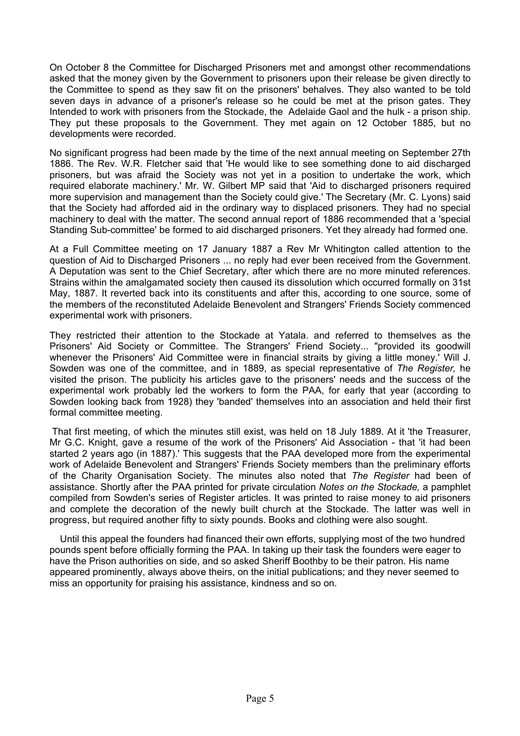On October 8 the Committee for Discharged Prisoners met and amongst other recommendations asked that the money given by the Government to prisoners upon their release be given directly to the Committee to spend as they saw fit on the prisoners' behalves. They also wanted to be told seven days in advance of a prisoner's release so he could be met at the prison gates. They Intended to work with prisoners from the Stockade, the Adelaide Gaol and the hulk - a prison ship. They put these proposals to the Government. They met again on 12 October 1885, but no developments were recorded.

No significant progress had been made by the time of the next annual meeting on September 27th 1886. The Rev. W.R. Fletcher said that 'He would like to see something done to aid discharged prisoners, but was afraid the Society was not yet in a position to undertake the work, which required elaborate machinery.' Mr. W. Gilbert MP said that 'Aid to discharged prisoners required more supervision and management than the Society could give.' The Secretary (Mr. C. Lyons) said that the Society had afforded aid in the ordinary way to displaced prisoners. They had no special machinery to deal with the matter. The second annual report of 1886 recommended that a 'special Standing Sub-committee' be formed to aid discharged prisoners. Yet they already had formed one.

At a Full Committee meeting on 17 January 1887 a Rev Mr Whitington called attention to the question of Aid to Discharged Prisoners ... no reply had ever been received from the Government. A Deputation was sent to the Chief Secretary, after which there are no more minuted references. Strains within the amalgamated society then caused its dissolution which occurred formally on 31st May, 1887. It reverted back into its constituents and after this, according to one source, some of the members of the reconstituted Adelaide Benevolent and Strangers' Friends Society commenced experimental work with prisoners.

They restricted their attention to the Stockade at Yatala. and referred to themselves as the Prisoners' Aid Society or Committee. The Strangers' Friend Society... "provided its goodwill whenever the Prisoners' Aid Committee were in financial straits by giving a little money.' Will J. Sowden was one of the committee, and in 1889, as special representative of *The Register,* he visited the prison. The publicity his articles gave to the prisoners' needs and the success of the experimental work probably led the workers to form the PAA, for early that year (according to Sowden looking back from 1928) they 'banded' themselves into an association and held their first formal committee meeting.

That first meeting, of which the minutes still exist, was held on 18 July 1889. At it 'the Treasurer, Mr G.C. Knight, gave a resume of the work of the Prisoners' Aid Association - that 'it had been started 2 years ago (in 1887).' This suggests that the PAA developed more from the experimental work of Adelaide Benevolent and Strangers' Friends Society members than the preliminary efforts of the Charity Organisation Society. The minutes also noted that *The Register* had been of assistance. Shortly after the PAA printed for private circulation *Notes on the Stockade,* a pamphlet compiled from Sowden's series of Register articles. It was printed to raise money to aid prisoners and complete the decoration of the newly built church at the Stockade. The latter was well in progress, but required another fifty to sixty pounds. Books and clothing were also sought.

Until this appeal the founders had financed their own efforts, supplying most of the two hundred pounds spent before officially forming the PAA. In taking up their task the founders were eager to have the Prison authorities on side, and so asked Sheriff Boothby to be their patron. His name appeared prominently, always above theirs, on the initial publications; and they never seemed to miss an opportunity for praising his assistance, kindness and so on.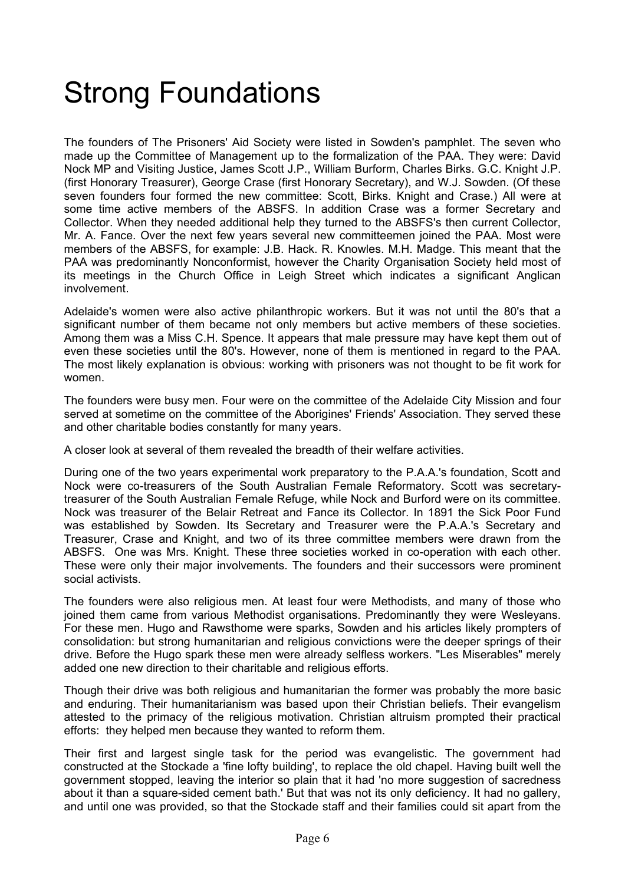# Strong Foundations

The founders of The Prisoners' Aid Society were listed in Sowden's pamphlet. The seven who made up the Committee of Management up to the formalization of the PAA. They were: David Nock MP and Visiting Justice, James Scott J.P., William Burform, Charles Birks. G.C. Knight J.P. (first Honorary Treasurer), George Crase (first Honorary Secretary), and W.J. Sowden. (Of these seven founders four formed the new committee: Scott, Birks. Knight and Crase.) All were at some time active members of the ABSFS. In addition Crase was a former Secretary and Collector. When they needed additional help they turned to the ABSFS's then current Collector, Mr. A. Fance. Over the next few years several new committeemen joined the PAA. Most were members of the ABSFS, for example: J.B. Hack. R. Knowles. M.H. Madge. This meant that the PAA was predominantly Nonconformist, however the Charity Organisation Society held most of its meetings in the Church Office in Leigh Street which indicates a significant Anglican involvement.

Adelaide's women were also active philanthropic workers. But it was not until the 80's that a significant number of them became not only members but active members of these societies. Among them was a Miss C.H. Spence. It appears that male pressure may have kept them out of even these societies until the 80's. However, none of them is mentioned in regard to the PAA. The most likely explanation is obvious: working with prisoners was not thought to be fit work for women.

The founders were busy men. Four were on the committee of the Adelaide City Mission and four served at sometime on the committee of the Aborigines' Friends' Association. They served these and other charitable bodies constantly for many years.

A closer look at several of them revealed the breadth of their welfare activities.

During one of the two years experimental work preparatory to the P.A.A.'s foundation, Scott and Nock were co-treasurers of the South Australian Female Reformatory. Scott was secretary-treasurer of the South Australian Female Refuge, while Nock and Burford were on its committee. Nock was treasurer of the Belair Retreat and Fance its Collector. In 1891 the Sick Poor Fund was established by Sowden. Its Secretary and Treasurer were the P.A.A.'s Secretary and Treasurer, Crase and Knight, and two of its three committee members were drawn from the ABSFS. One was Mrs. Knight. These three societies worked in co-operation with each other. These were only their major involvements. The founders and their successors were prominent social activists.

The founders were also religious men. At least four were Methodists, and many of those who joined them came from various Methodist organisations. Predominantly they were Wesleyans. For these men. Hugo and Rawsthome were sparks, Sowden and his articles likely prompters of consolidation: but strong humanitarian and religious convictions were the deeper springs of their drive. Before the Hugo spark these men were already selfless workers. "Les Miserables" merely added one new direction to their charitable and religious efforts.

Though their drive was both religious and humanitarian the former was probably the more basic and enduring. Their humanitarianism was based upon their Christian beliefs. Their evangelism attested to the primacy of the religious motivation. Christian altruism prompted their practical efforts: they helped men because they wanted to reform them.

Their first and largest single task for the period was evangelistic. The government had constructed at the Stockade a 'fine lofty building', to replace the old chapel. Having built well the government stopped, leaving the interior so plain that it had 'no more suggestion of sacredness about it than a square-sided cement bath.' But that was not its only deficiency. It had no gallery, and until one was provided, so that the Stockade staff and their families could sit apart from the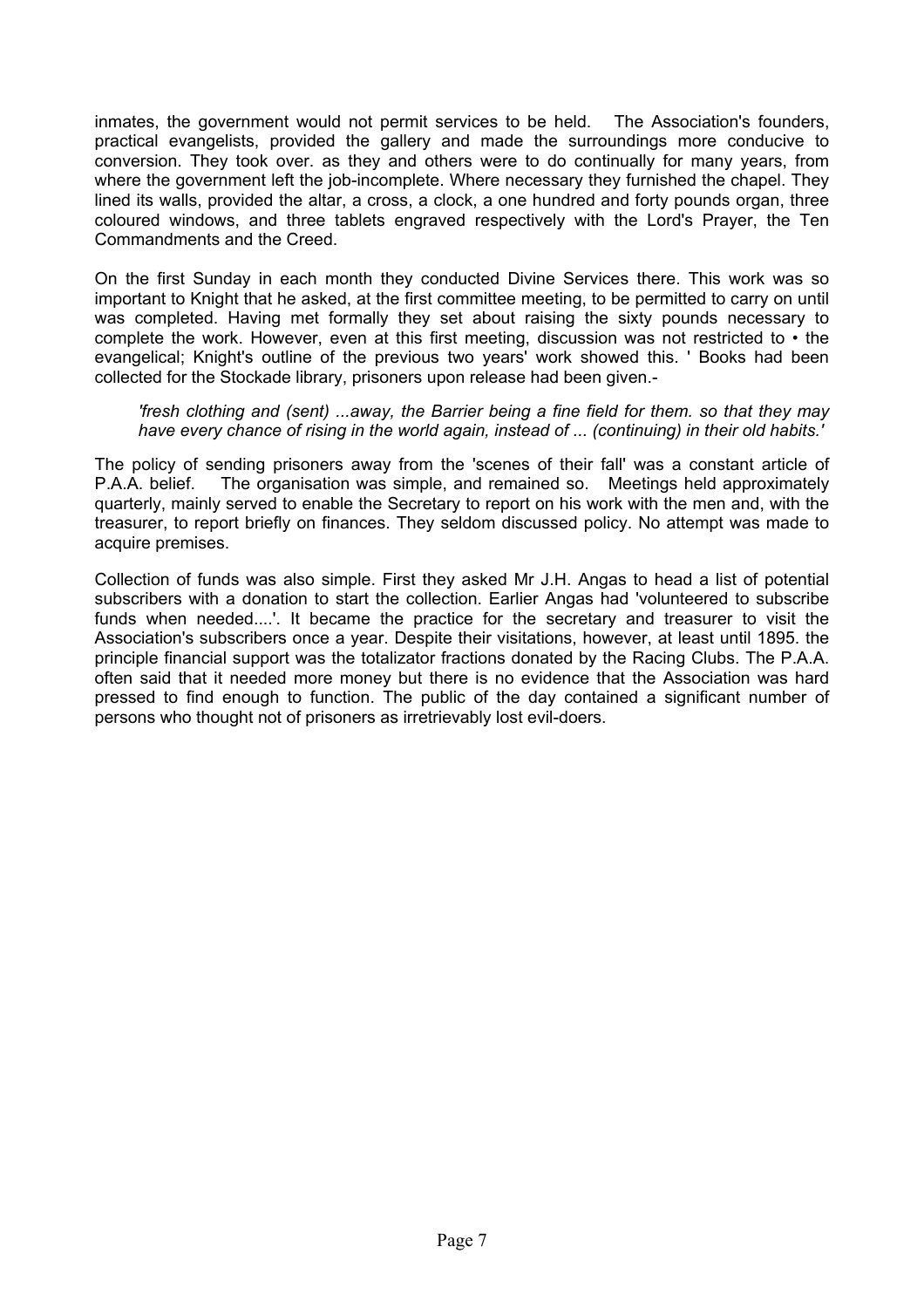inmates, the government would not permit services to be held. The Association's founders, practical evangelists, provided the gallery and made the surroundings more conducive to conversion. They took over. as they and others were to do continually for many years, from where the government left the job-incomplete. Where necessary they furnished the chapel. They lined its walls, provided the altar, a cross, a clock, a one hundred and forty pounds organ, three coloured windows, and three tablets engraved respectively with the Lord's Prayer, the Ten Commandments and the Creed.

On the first Sunday in each month they conducted Divine Services there. This work was so important to Knight that he asked, at the first committee meeting, to be permitted to carry on until was completed. Having met formally they set about raising the sixty pounds necessary to complete the work. However, even at this first meeting, discussion was not restricted to • the evangelical; Knight's outline of the previous two years' work showed this. ' Books had been collected for the Stockade library, prisoners upon release had been given.-

> *'fresh clothing and (sent) ...away, the Barrier being a fine field for them. so that they may have every chance of rising in the world again, instead of ... (continuing) in their old habits.'*

The policy of sending prisoners away from the 'scenes of their fall' was a constant article of P.A.A. belief. The organisation was simple, and remained so. Meetings held approximately quarterly, mainly served to enable the Secretary to report on his work with the men and, with the treasurer, to report briefly on finances. They seldom discussed policy. No attempt was made to acquire premises.

Collection of funds was also simple. First they asked Mr J.H. Angas to head a list of potential subscribers with a donation to start the collection. Earlier Angas had 'volunteered to subscribe funds when needed....'. It became the practice for the secretary and treasurer to visit the Association's subscribers once a year. Despite their visitations, however, at least until 1895. the principle financial support was the totalizator fractions donated by the Racing Clubs. The P.A.A. often said that it needed more money but there is no evidence that the Association was hard pressed to find enough to function. The public of the day contained a significant number of persons who thought not of prisoners as irretrievably lost evil-doers.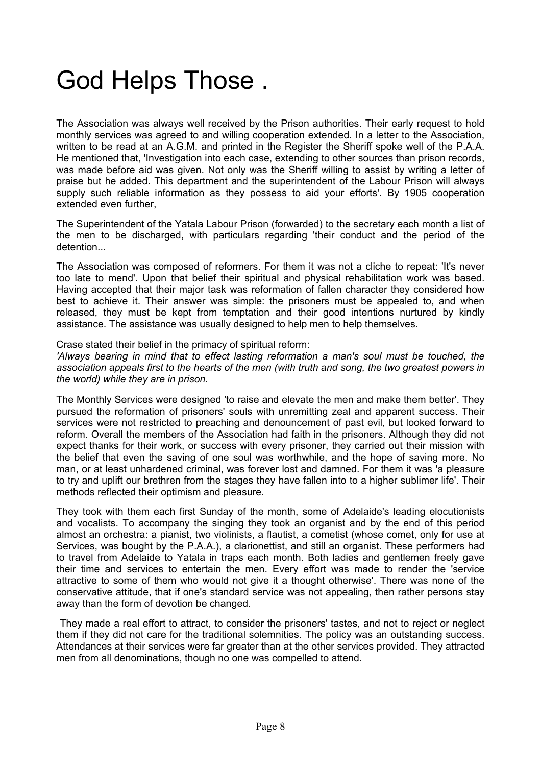# God Helps Those .

The Association was always well received by the Prison authorities. Their early request to hold monthly services was agreed to and willing cooperation extended. In a letter to the Association, written to be read at an A.G.M. and printed in the Register the Sheriff spoke well of the P.A.A. He mentioned that, 'Investigation into each case, extending to other sources than prison records, was made before aid was given. Not only was the Sheriff willing to assist by writing a letter of praise but he added. This department and the superintendent of the Labour Prison will always supply such reliable information as they possess to aid your efforts'. By 1905 cooperation extended even further,

The Superintendent of the Yatala Labour Prison (forwarded) to the secretary each month a list of the men to be discharged, with particulars regarding 'their conduct and the period of the detention...

The Association was composed of reformers. For them it was not a cliche to repeat: 'It's never too late to mend'. Upon that belief their spiritual and physical rehabilitation work was based. Having accepted that their major task was reformation of fallen character they considered how best to achieve it. Their answer was simple: the prisoners must be appealed to, and when released, they must be kept from temptation and their good intentions nurtured by kindly assistance. The assistance was usually designed to help men to help themselves.

Crase stated their belief in the primacy of spiritual reform:

*'Always bearing in mind that to effect lasting reformation a man's soul must be touched, the association appeals first to the hearts of the men (with truth and song, the two greatest powers in the world) while they are in prison.*

The Monthly Services were designed 'to raise and elevate the men and make them better'. They pursued the reformation of prisoners' souls with unremitting zeal and apparent success. Their services were not restricted to preaching and denouncement of past evil, but looked forward to reform. Overall the members of the Association had faith in the prisoners. Although they did not expect thanks for their work, or success with every prisoner, they carried out their mission with the belief that even the saving of one soul was worthwhile, and the hope of saving more. No man, or at least unhardened criminal, was forever lost and damned. For them it was 'a pleasure to try and uplift our brethren from the stages they have fallen into to a higher sublimer life'. Their methods reflected their optimism and pleasure.

They took with them each first Sunday of the month, some of Adelaide's leading elocutionists and vocalists. To accompany the singing they took an organist and by the end of this period almost an orchestra: a pianist, two violinists, a flautist, a cometist (whose comet, only for use at Services, was bought by the P.A.A.), a clarionettist, and still an organist. These performers had to travel from Adelaide to Yatala in traps each month. Both ladies and gentlemen freely gave their time and services to entertain the men. Every effort was made to render the 'service attractive to some of them who would not give it a thought otherwise'. There was none of the conservative attitude, that if one's standard service was not appealing, then rather persons stay away than the form of devotion be changed.

They made a real effort to attract, to consider the prisoners' tastes, and not to reject or neglect them if they did not care for the traditional solemnities. The policy was an outstanding success. Attendances at their services were far greater than at the other services provided. They attracted men from all denominations, though no one was compelled to attend.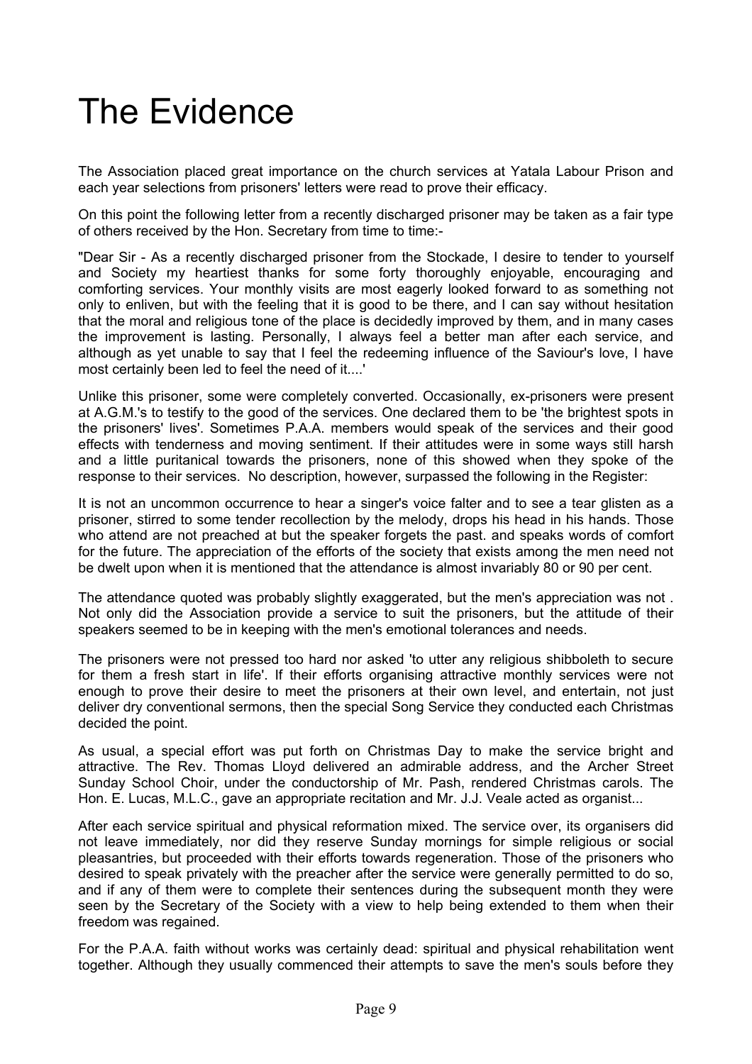# The Evidence

The Association placed great importance on the church services at Yatala Labour Prison and each year selections from prisoners' letters were read to prove their efficacy.

On this point the following letter from a recently discharged prisoner may be taken as a fair type of others received by the Hon. Secretary from time to time:-

"Dear Sir - As a recently discharged prisoner from the Stockade, I desire to tender to yourself and Society my heartiest thanks for some forty thoroughly enjoyable, encouraging and comforting services. Your monthly visits are most eagerly looked forward to as something not only to enliven, but with the feeling that it is good to be there, and I can say without hesitation that the moral and religious tone of the place is decidedly improved by them, and in many cases the improvement is lasting. Personally, I always feel a better man after each service, and although as yet unable to say that I feel the redeeming influence of the Saviour's love, I have most certainly been led to feel the need of it....'

Unlike this prisoner, some were completely converted. Occasionally, ex-prisoners were present at A.G.M.'s to testify to the good of the services. One declared them to be 'the brightest spots in the prisoners' lives'. Sometimes P.A.A. members would speak of the services and their good effects with tenderness and moving sentiment. If their attitudes were in some ways still harsh and a little puritanical towards the prisoners, none of this showed when they spoke of the response to their services. No description, however, surpassed the following in the Register:

It is not an uncommon occurrence to hear a singer's voice falter and to see a tear glisten as a prisoner, stirred to some tender recollection by the melody, drops his head in his hands. Those who attend are not preached at but the speaker forgets the past. and speaks words of comfort for the future. The appreciation of the efforts of the society that exists among the men need not be dwelt upon when it is mentioned that the attendance is almost invariably 80 or 90 per cent.

The attendance quoted was probably slightly exaggerated, but the men's appreciation was not . Not only did the Association provide a service to suit the prisoners, but the attitude of their speakers seemed to be in keeping with the men's emotional tolerances and needs.

The prisoners were not pressed too hard nor asked 'to utter any religious shibboleth to secure for them a fresh start in life'. If their efforts organising attractive monthly services were not enough to prove their desire to meet the prisoners at their own level, and entertain, not just deliver dry conventional sermons, then the special Song Service they conducted each Christmas decided the point.

As usual, a special effort was put forth on Christmas Day to make the service bright and attractive. The Rev. Thomas Lloyd delivered an admirable address, and the Archer Street Sunday School Choir, under the conductorship of Mr. Pash, rendered Christmas carols. The Hon. E. Lucas, M.L.C., gave an appropriate recitation and Mr. J.J. Veale acted as organist...

After each service spiritual and physical reformation mixed. The service over, its organisers did not leave immediately, nor did they reserve Sunday mornings for simple religious or social pleasantries, but proceeded with their efforts towards regeneration. Those of the prisoners who desired to speak privately with the preacher after the service were generally permitted to do so, and if any of them were to complete their sentences during the subsequent month they were seen by the Secretary of the Society with a view to help being extended to them when their freedom was regained.

For the P.A.A. faith without works was certainly dead: spiritual and physical rehabilitation went together. Although they usually commenced their attempts to save the men's souls before they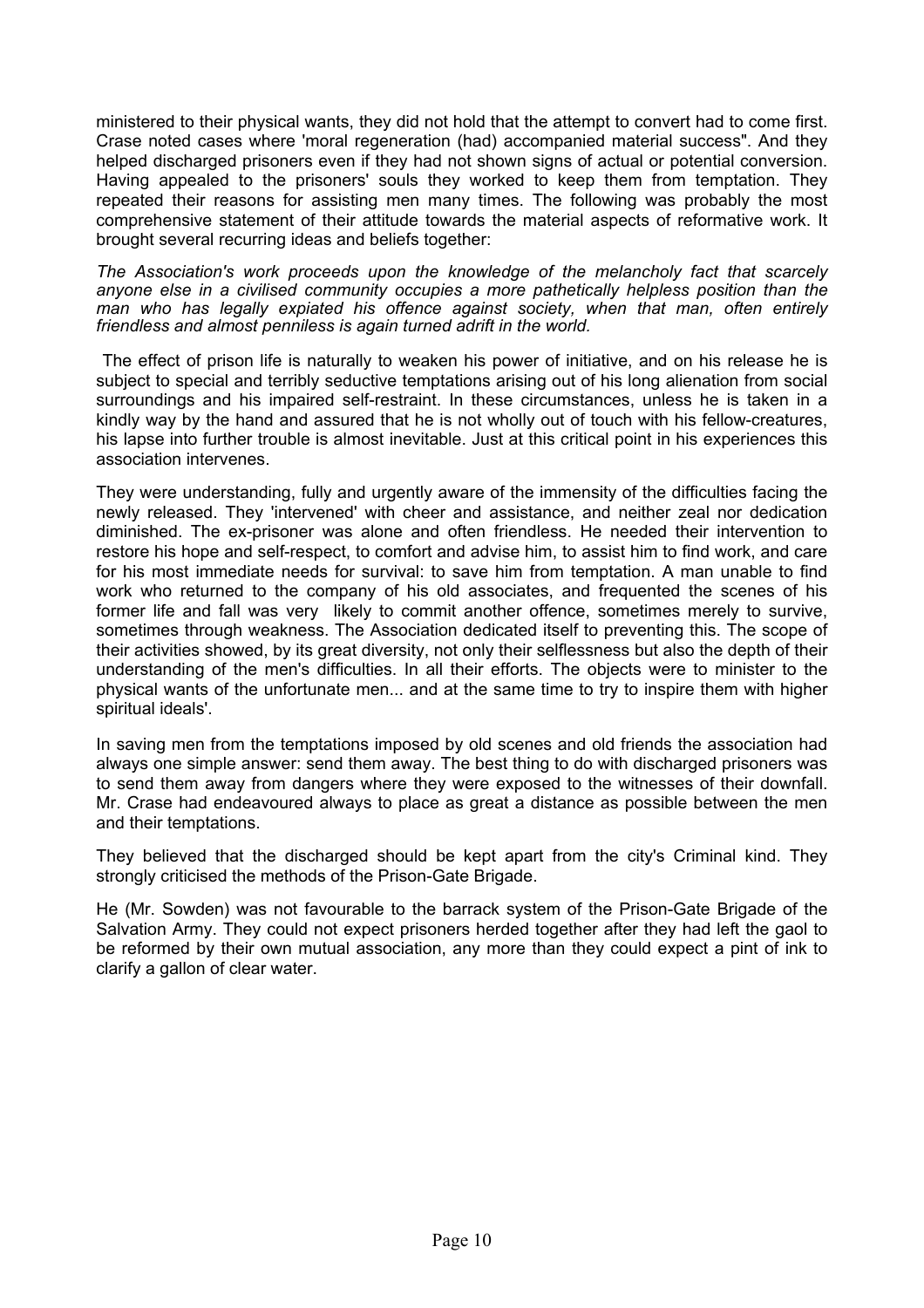ministered to their physical wants, they did not hold that the attempt to convert had to come first. Crase noted cases where 'moral regeneration (had) accompanied material success". And they helped discharged prisoners even if they had not shown signs of actual or potential conversion. Having appealed to the prisoners' souls they worked to keep them from temptation. They repeated their reasons for assisting men many times. The following was probably the most comprehensive statement of their attitude towards the material aspects of reformative work. It brought several recurring ideas and beliefs together:

*The Association's work proceeds upon the knowledge of the melancholy fact that scarcely anyone else in a civilised community occupies a more pathetically helpless position than the man who has legally expiated his offence against society, when that man, often entirely friendless and almost penniless is again turned adrift in the world.*

The effect of prison life is naturally to weaken his power of initiative, and on his release he is subject to special and terribly seductive temptations arising out of his long alienation from social surroundings and his impaired self-restraint. In these circumstances, unless he is taken in a kindly way by the hand and assured that he is not wholly out of touch with his fellow-creatures, his lapse into further trouble is almost inevitable. Just at this critical point in his experiences this association intervenes.

They were understanding, fully and urgently aware of the immensity of the difficulties facing the newly released. They 'intervened' with cheer and assistance, and neither zeal nor dedication diminished. The ex-prisoner was alone and often friendless. He needed their intervention to restore his hope and self-respect, to comfort and advise him, to assist him to find work, and care for his most immediate needs for survival: to save him from temptation. A man unable to find work who returned to the company of his old associates, and frequented the scenes of his former life and fall was very likely to commit another offence, sometimes merely to survive, sometimes through weakness. The Association dedicated itself to preventing this. The scope of their activities showed, by its great diversity, not only their selflessness but also the depth of their understanding of the men's difficulties. In all their efforts. The objects were to minister to the physical wants of the unfortunate men... and at the same time to try to inspire them with higher spiritual ideals'.

In saving men from the temptations imposed by old scenes and old friends the association had always one simple answer: send them away. The best thing to do with discharged prisoners was to send them away from dangers where they were exposed to the witnesses of their downfall. Mr. Crase had endeavoured always to place as great a distance as possible between the men and their temptations.

They believed that the discharged should be kept apart from the city's Criminal kind. They strongly criticised the methods of the Prison-Gate Brigade.

He (Mr. Sowden) was not favourable to the barrack system of the Prison-Gate Brigade of the Salvation Army. They could not expect prisoners herded together after they had left the gaol to be reformed by their own mutual association, any more than they could expect a pint of ink to clarify a gallon of clear water.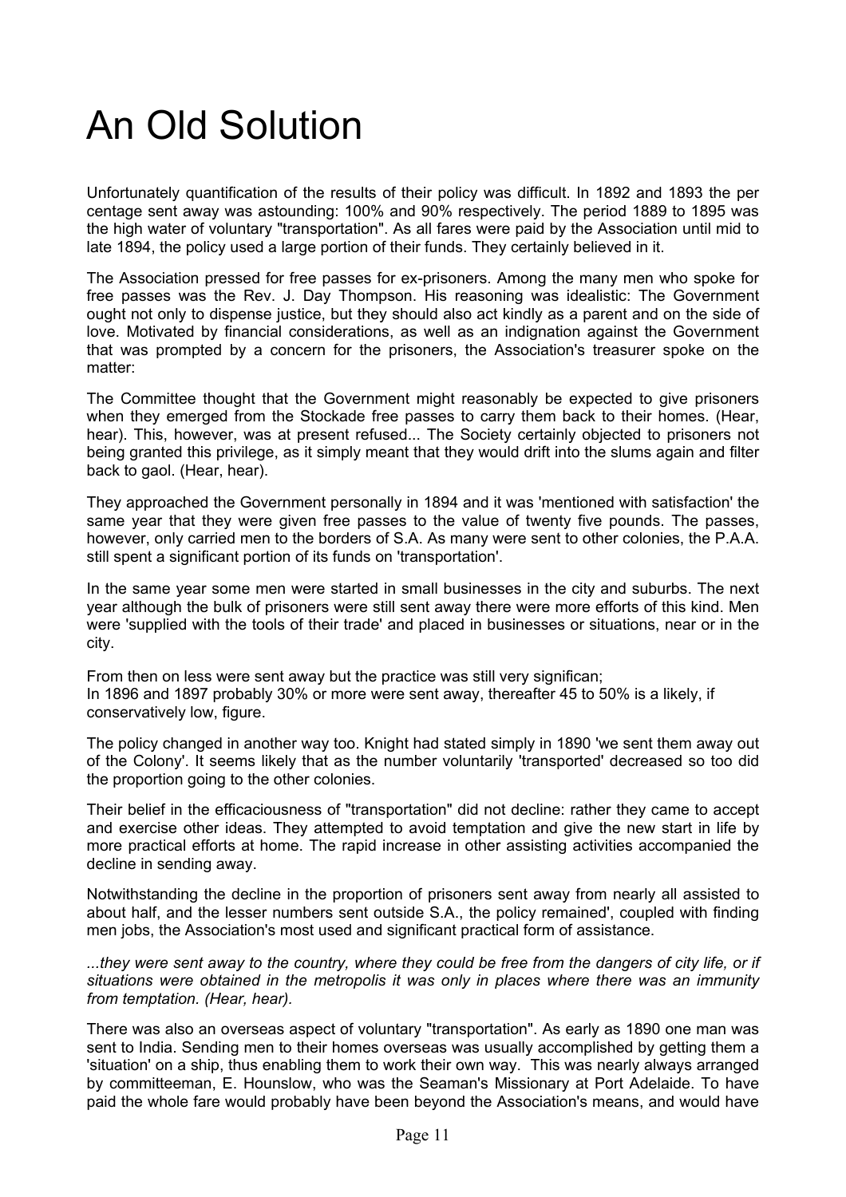# An Old Solution

Unfortunately quantification of the results of their policy was difficult. In 1892 and 1893 the per centage sent away was astounding: 100% and 90% respectively. The period 1889 to 1895 was the high water of voluntary "transportation". As all fares were paid by the Association until mid to late 1894, the policy used a large portion of their funds. They certainly believed in it.

The Association pressed for free passes for ex-prisoners. Among the many men who spoke for free passes was the Rev. J. Day Thompson. His reasoning was idealistic: The Government ought not only to dispense justice, but they should also act kindly as a parent and on the side of love. Motivated by financial considerations, as well as an indignation against the Government that was prompted by a concern for the prisoners, the Association's treasurer spoke on the matter:

The Committee thought that the Government might reasonably be expected to give prisoners when they emerged from the Stockade free passes to carry them back to their homes. (Hear, hear). This, however, was at present refused... The Society certainly objected to prisoners not being granted this privilege, as it simply meant that they would drift into the slums again and filter back to gaol. (Hear, hear).

They approached the Government personally in 1894 and it was 'mentioned with satisfaction' the same year that they were given free passes to the value of twenty five pounds. The passes, however, only carried men to the borders of S.A. As many were sent to other colonies, the P.A.A. still spent a significant portion of its funds on 'transportation'.

In the same year some men were started in small businesses in the city and suburbs. The next year although the bulk of prisoners were still sent away there were more efforts of this kind. Men were 'supplied with the tools of their trade' and placed in businesses or situations, near or in the city.

From then on less were sent away but the practice was still very significan;
In 1896 and 1897 probably 30% or more were sent away, thereafter 45 to 50% is a likely, if conservatively low, figure.

The policy changed in another way too. Knight had stated simply in 1890 'we sent them away out of the Colony'. It seems likely that as the number voluntarily 'transported' decreased so too did the proportion going to the other colonies.

Their belief in the efficaciousness of "transportation" did not decline: rather they came to accept and exercise other ideas. They attempted to avoid temptation and give the new start in life by more practical efforts at home. The rapid increase in other assisting activities accompanied the decline in sending away.

Notwithstanding the decline in the proportion of prisoners sent away from nearly all assisted to about half, and the lesser numbers sent outside S.A., the policy remained', coupled with finding men jobs, the Association's most used and significant practical form of assistance.

*...they were sent away to the country, where they could be free from the dangers of city life, or if situations were obtained in the metropolis it was only in places where there was an immunity from temptation. (Hear, hear).*

There was also an overseas aspect of voluntary "transportation". As early as 1890 one man was sent to India. Sending men to their homes overseas was usually accomplished by getting them a 'situation' on a ship, thus enabling them to work their own way. This was nearly always arranged by committeeman, E. Hounslow, who was the Seaman's Missionary at Port Adelaide. To have paid the whole fare would probably have been beyond the Association's means, and would have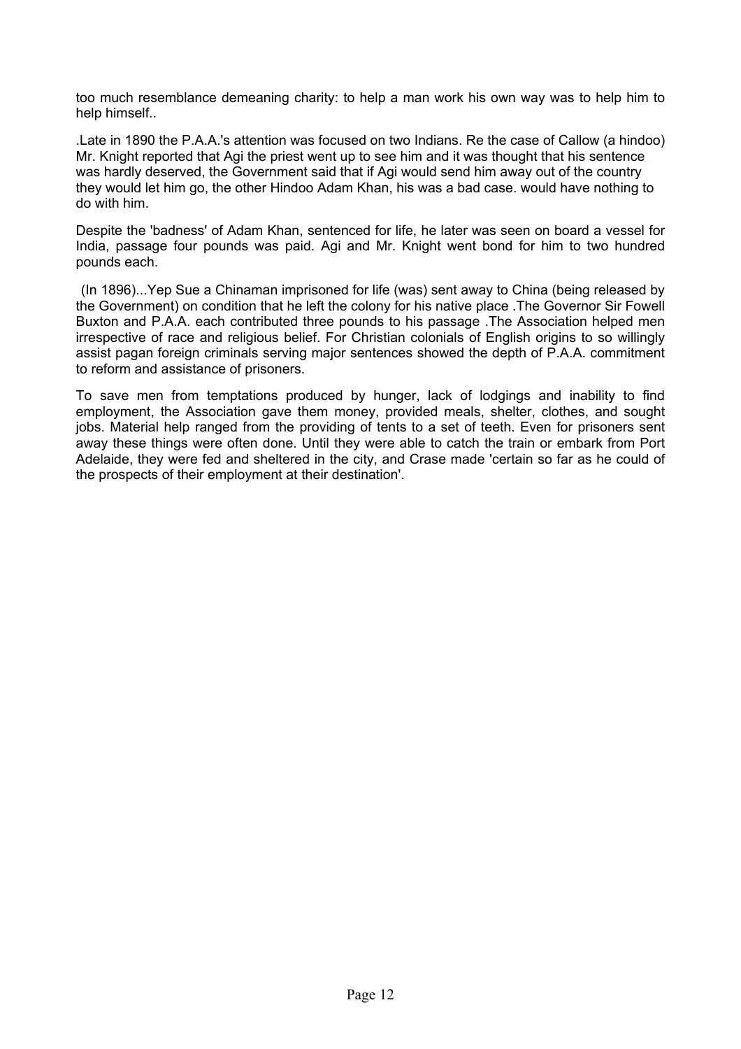too much resemblance demeaning charity: to help a man work his own way was to help him to help himself..

.Late in 1890 the P.A.A.'s attention was focused on two Indians. Re the case of Callow (a hindoo) Mr. Knight reported that Agi the priest went up to see him and it was thought that his sentence was hardly deserved, the Government said that if Agi would send him away out of the country they would let him go, the other Hindoo Adam Khan, his was a bad case. would have nothing to do with him.

Despite the 'badness' of Adam Khan, sentenced for life, he later was seen on board a vessel for India, passage four pounds was paid. Agi and Mr. Knight went bond for him to two hundred pounds each.

(In 1896)...Yep Sue a Chinaman imprisoned for life (was) sent away to China (being released by the Government) on condition that he left the colony for his native place .The Governor Sir Fowell Buxton and P.A.A. each contributed three pounds to his passage .The Association helped men irrespective of race and religious belief. For Christian colonials of English origins to so willingly assist pagan foreign criminals serving major sentences showed the depth of P.A.A. commitment to reform and assistance of prisoners.

To save men from temptations produced by hunger, lack of lodgings and inability to find employment, the Association gave them money, provided meals, shelter, clothes, and sought jobs. Material help ranged from the providing of tents to a set of teeth. Even for prisoners sent away these things were often done. Until they were able to catch the train or embark from Port Adelaide, they were fed and sheltered in the city, and Crase made 'certain so far as he could of the prospects of their employment at their destination'.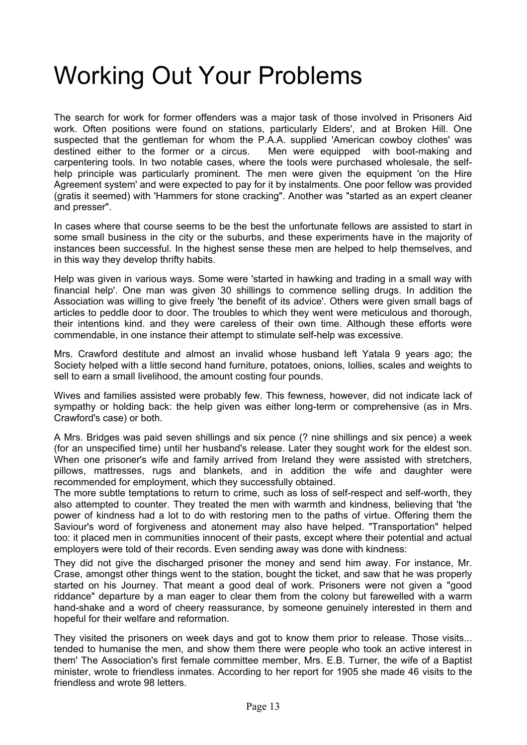# Working Out Your Problems

The search for work for former offenders was a major task of those involved in Prisoners Aid work. Often positions were found on stations, particularly Elders', and at Broken Hill. One suspected that the gentleman for whom the P.A.A. supplied 'American cowboy clothes' was destined either to the former or a circus. Men were equipped with boot-making and carpentering tools. In two notable cases, where the tools were purchased wholesale, the self-help principle was particularly prominent. The men were given the equipment 'on the Hire Agreement system' and were expected to pay for it by instalments. One poor fellow was provided (gratis it seemed) with 'Hammers for stone cracking". Another was "started as an expert cleaner and presser".

In cases where that course seems to be the best the unfortunate fellows are assisted to start in some small business in the city or the suburbs, and these experiments have in the majority of instances been successful. In the highest sense these men are helped to help themselves, and in this way they develop thrifty habits.

Help was given in various ways. Some were 'started in hawking and trading in a small way with financial help'. One man was given 30 shillings to commence selling drugs. In addition the Association was willing to give freely 'the benefit of its advice'. Others were given small bags of articles to peddle door to door. The troubles to which they went were meticulous and thorough, their intentions kind. and they were careless of their own time. Although these efforts were commendable, in one instance their attempt to stimulate self-help was excessive.

Mrs. Crawford destitute and almost an invalid whose husband left Yatala 9 years ago; the Society helped with a little second hand furniture, potatoes, onions, lollies, scales and weights to sell to earn a small livelihood, the amount costing four pounds.

Wives and families assisted were probably few. This fewness, however, did not indicate lack of sympathy or holding back: the help given was either long-term or comprehensive (as in Mrs. Crawford's case) or both.

A Mrs. Bridges was paid seven shillings and six pence (? nine shillings and six pence) a week (for an unspecified time) until her husband's release. Later they sought work for the eldest son. When one prisoner's wife and family arrived from Ireland they were assisted with stretchers, pillows, mattresses, rugs and blankets, and in addition the wife and daughter were recommended for employment, which they successfully obtained.

The more subtle temptations to return to crime, such as loss of self-respect and self-worth, they also attempted to counter. They treated the men with warmth and kindness, believing that 'the power of kindness had a lot to do with restoring men to the paths of virtue. Offering them the Saviour's word of forgiveness and atonement may also have helped. "Transportation" helped too: it placed men in communities innocent of their pasts, except where their potential and actual employers were told of their records. Even sending away was done with kindness:

They did not give the discharged prisoner the money and send him away. For instance, Mr. Crase, amongst other things went to the station, bought the ticket, and saw that he was properly started on his Journey. That meant a good deal of work. Prisoners were not given a "good riddance" departure by a man eager to clear them from the colony but farewelled with a warm hand-shake and a word of cheery reassurance, by someone genuinely interested in them and hopeful for their welfare and reformation.

They visited the prisoners on week days and got to know them prior to release. Those visits... tended to humanise the men, and show them there were people who took an active interest in them' The Association's first female committee member, Mrs. E.B. Turner, the wife of a Baptist minister, wrote to friendless inmates. According to her report for 1905 she made 46 visits to the friendless and wrote 98 letters.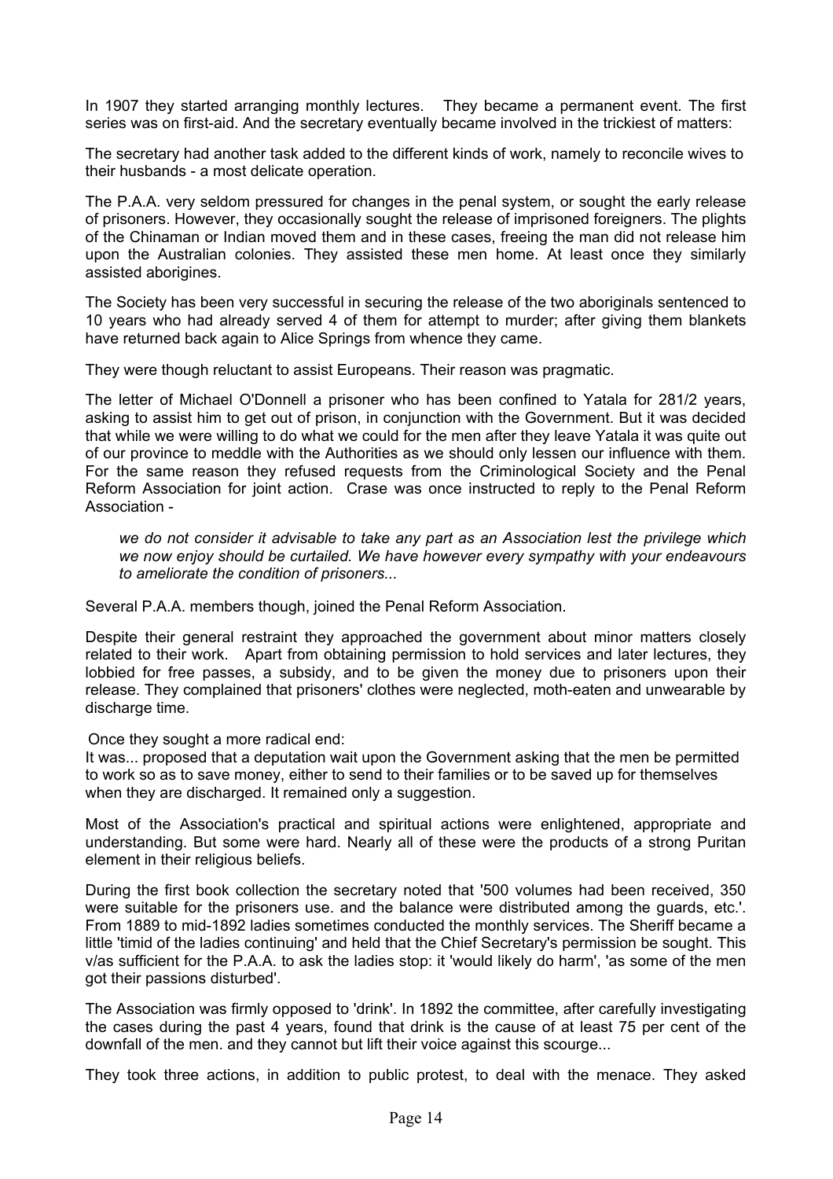In 1907 they started arranging monthly lectures. They became a permanent event. The first series was on first-aid. And the secretary eventually became involved in the trickiest of matters:

The secretary had another task added to the different kinds of work, namely to reconcile wives to their husbands - a most delicate operation.

The P.A.A. very seldom pressured for changes in the penal system, or sought the early release of prisoners. However, they occasionally sought the release of imprisoned foreigners. The plights of the Chinaman or Indian moved them and in these cases, freeing the man did not release him upon the Australian colonies. They assisted these men home. At least once they similarly assisted aborigines.

The Society has been very successful in securing the release of the two aboriginals sentenced to 10 years who had already served 4 of them for attempt to murder; after giving them blankets have returned back again to Alice Springs from whence they came.

They were though reluctant to assist Europeans. Their reason was pragmatic.

The letter of Michael O'Donnell a prisoner who has been confined to Yatala for 281/2 years, asking to assist him to get out of prison, in conjunction with the Government. But it was decided that while we were willing to do what we could for the men after they leave Yatala it was quite out of our province to meddle with the Authorities as we should only lessen our influence with them. For the same reason they refused requests from the Criminological Society and the Penal Reform Association for joint action. Crase was once instructed to reply to the Penal Reform Association -

> *we do not consider it advisable to take any part as an Association lest the privilege which we now enjoy should be curtailed. We have however every sympathy with your endeavours to ameliorate the condition of prisoners...*

Several P.A.A. members though, joined the Penal Reform Association.

Despite their general restraint they approached the government about minor matters closely related to their work. Apart from obtaining permission to hold services and later lectures, they lobbied for free passes, a subsidy, and to be given the money due to prisoners upon their release. They complained that prisoners' clothes were neglected, moth-eaten and unwearable by discharge time.

Once they sought a more radical end:
It was... proposed that a deputation wait upon the Government asking that the men be permitted to work so as to save money, either to send to their families or to be saved up for themselves when they are discharged. It remained only a suggestion.

Most of the Association's practical and spiritual actions were enlightened, appropriate and understanding. But some were hard. Nearly all of these were the products of a strong Puritan element in their religious beliefs.

During the first book collection the secretary noted that '500 volumes had been received, 350 were suitable for the prisoners use. and the balance were distributed among the guards, etc.'. From 1889 to mid-1892 ladies sometimes conducted the monthly services. The Sheriff became a little 'timid of the ladies continuing' and held that the Chief Secretary's permission be sought. This v/as sufficient for the P.A.A. to ask the ladies stop: it 'would likely do harm', 'as some of the men got their passions disturbed'.

The Association was firmly opposed to 'drink'. In 1892 the committee, after carefully investigating the cases during the past 4 years, found that drink is the cause of at least 75 per cent of the downfall of the men. and they cannot but lift their voice against this scourge...

They took three actions, in addition to public protest, to deal with the menace. They asked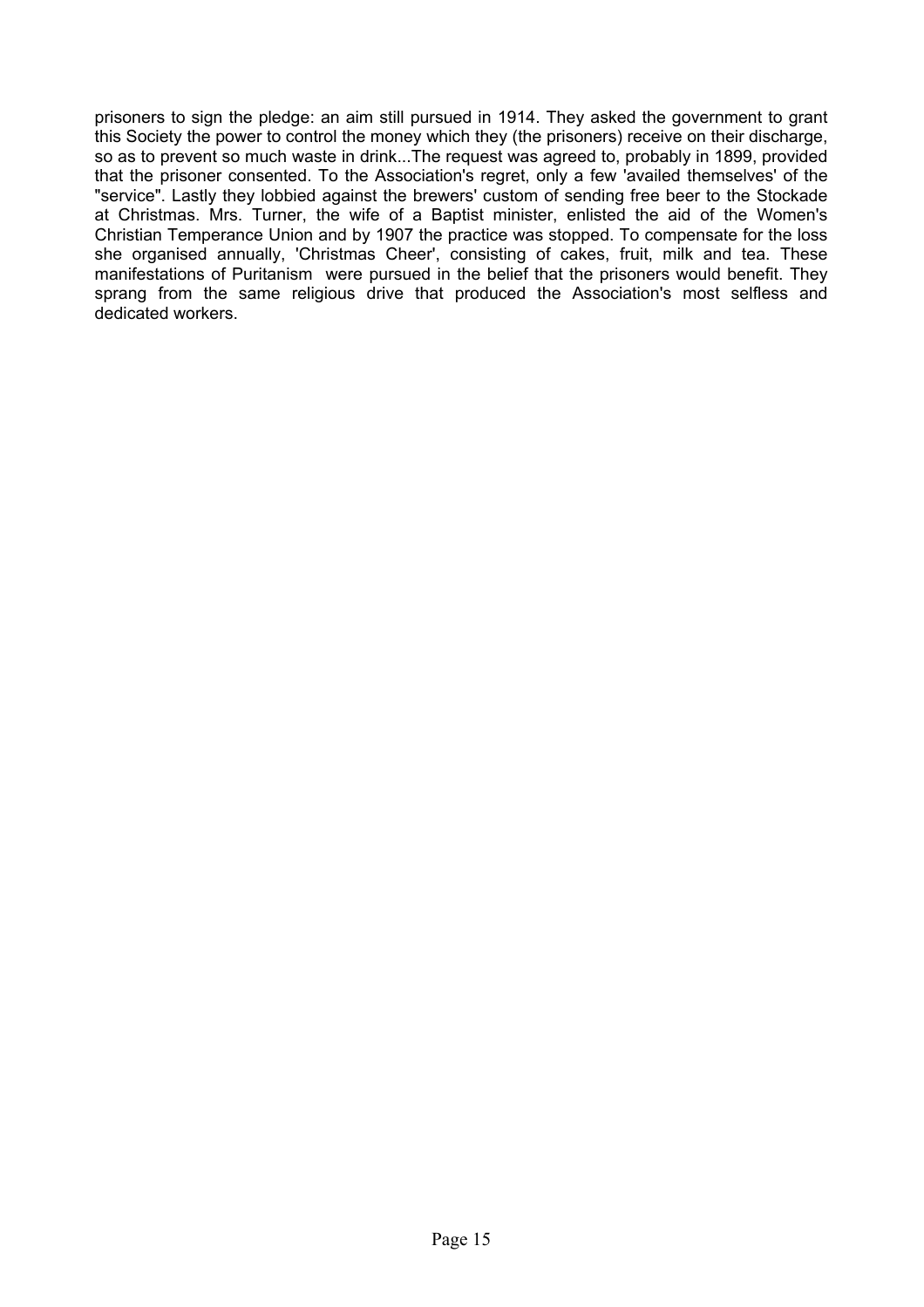prisoners to sign the pledge: an aim still pursued in 1914. They asked the government to grant this Society the power to control the money which they (the prisoners) receive on their discharge, so as to prevent so much waste in drink...The request was agreed to, probably in 1899, provided that the prisoner consented. To the Association's regret, only a few 'availed themselves' of the "service". Lastly they lobbied against the brewers' custom of sending free beer to the Stockade at Christmas. Mrs. Turner, the wife of a Baptist minister, enlisted the aid of the Women's Christian Temperance Union and by 1907 the practice was stopped. To compensate for the loss she organised annually, 'Christmas Cheer', consisting of cakes, fruit, milk and tea. These manifestations of Puritanism were pursued in the belief that the prisoners would benefit. They sprang from the same religious drive that produced the Association's most selfless and dedicated workers.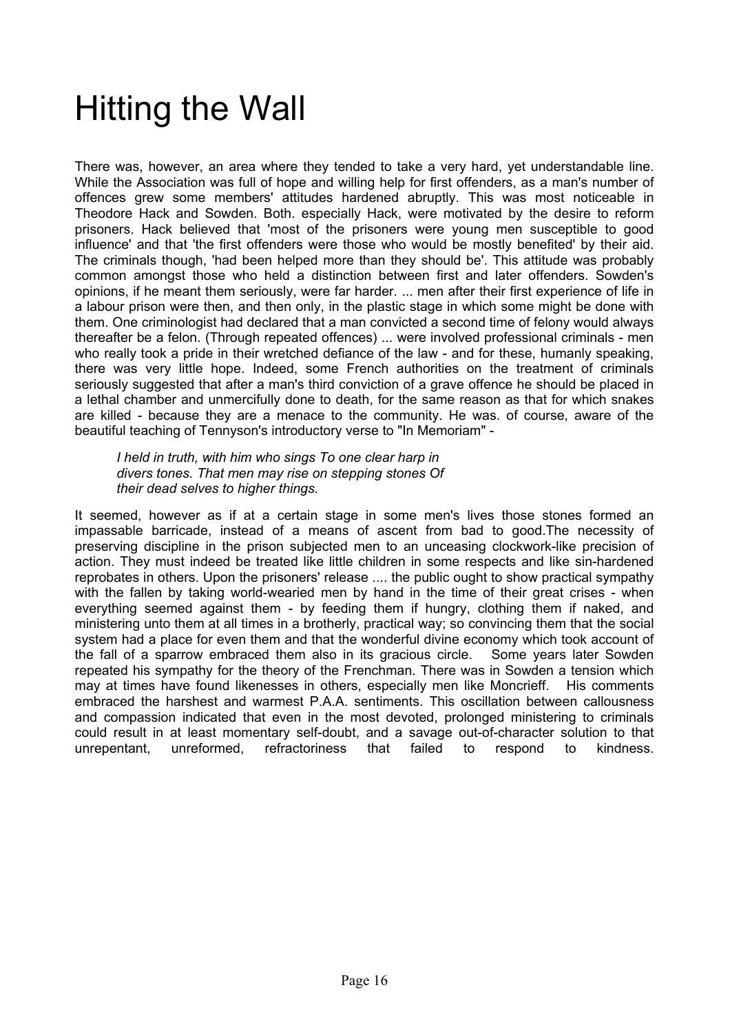# Hitting the Wall

There was, however, an area where they tended to take a very hard, yet understandable line. While the Association was full of hope and willing help for first offenders, as a man's number of offences grew some members' attitudes hardened abruptly. This was most noticeable in Theodore Hack and Sowden. Both. especially Hack, were motivated by the desire to reform prisoners. Hack believed that 'most of the prisoners were young men susceptible to good influence' and that 'the first offenders were those who would be mostly benefited' by their aid. The criminals though, 'had been helped more than they should be'. This attitude was probably common amongst those who held a distinction between first and later offenders. Sowden's opinions, if he meant them seriously, were far harder. ... men after their first experience of life in a labour prison were then, and then only, in the plastic stage in which some might be done with them. One criminologist had declared that a man convicted a second time of felony would always thereafter be a felon. (Through repeated offences) ... were involved professional criminals - men who really took a pride in their wretched defiance of the law - and for these, humanly speaking, there was very little hope. Indeed, some French authorities on the treatment of criminals seriously suggested that after a man's third conviction of a grave offence he should be placed in a lethal chamber and unmercifully done to death, for the same reason as that for which snakes are killed - because they are a menace to the community. He was. of course, aware of the beautiful teaching of Tennyson's introductory verse to "In Memoriam" -

> *I held in truth, with him who sings To one clear harp in divers tones. That men may rise on stepping stones Of their dead selves to higher things.*

It seemed, however as if at a certain stage in some men's lives those stones formed an impassable barricade, instead of a means of ascent from bad to good.The necessity of preserving discipline in the prison subjected men to an unceasing clockwork-like precision of action. They must indeed be treated like little children in some respects and like sin-hardened reprobates in others. Upon the prisoners' release .... the public ought to show practical sympathy with the fallen by taking world-wearied men by hand in the time of their great crises - when everything seemed against them - by feeding them if hungry, clothing them if naked, and ministering unto them at all times in a brotherly, practical way; so convincing them that the social system had a place for even them and that the wonderful divine economy which took account of the fall of a sparrow embraced them also in its gracious circle. Some years later Sowden repeated his sympathy for the theory of the Frenchman. There was in Sowden a tension which may at times have found likenesses in others, especially men like Moncrieff. His comments embraced the harshest and warmest P.A.A. sentiments. This oscillation between callousness and compassion indicated that even in the most devoted, prolonged ministering to criminals could result in at least momentary self-doubt, and a savage out-of-character solution to that unrepentant, unreformed, refractoriness that failed to respond to kindness.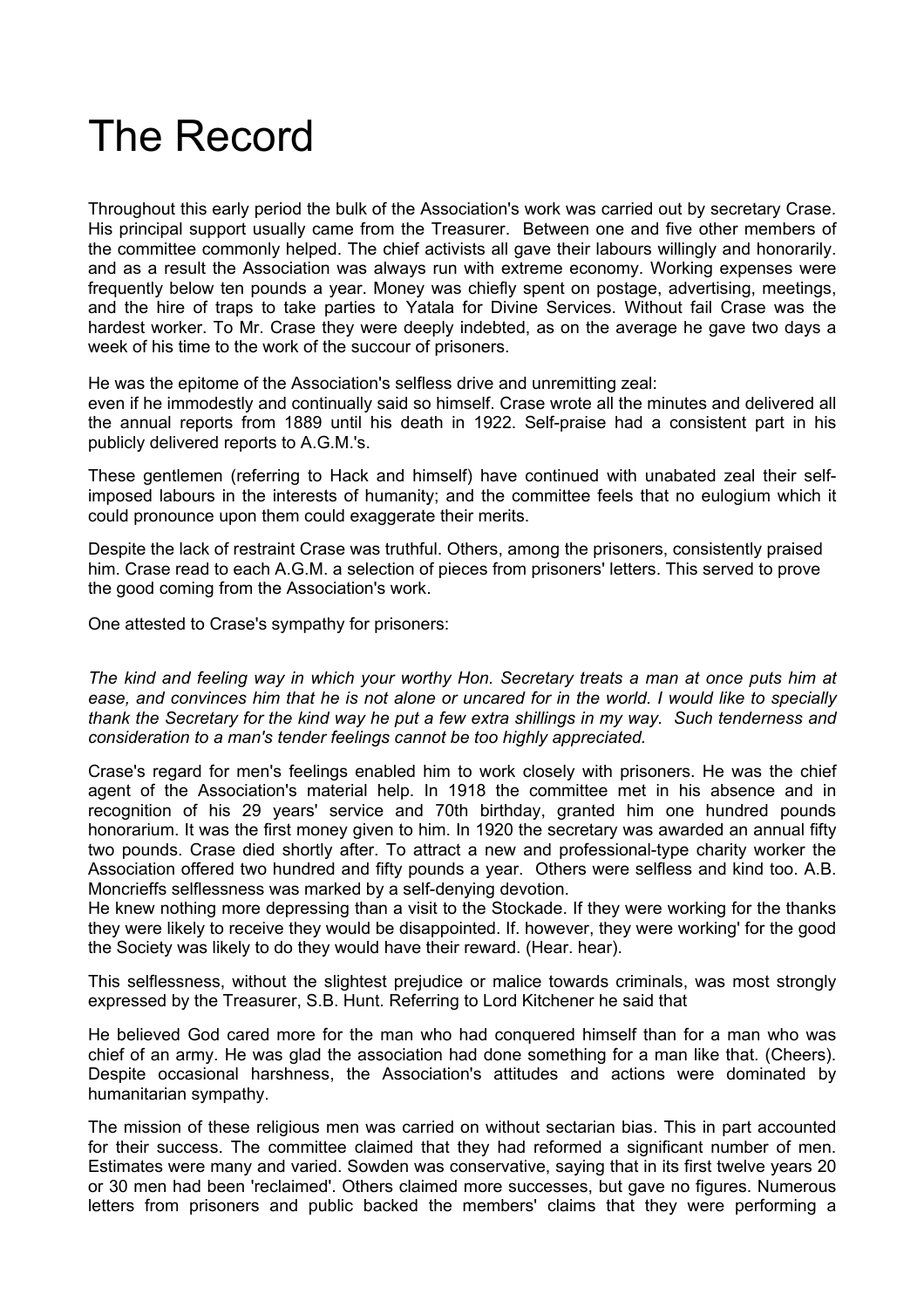# The Record

Throughout this early period the bulk of the Association's work was carried out by secretary Crase. His principal support usually came from the Treasurer. Between one and five other members of the committee commonly helped. The chief activists all gave their labours willingly and honorarily. and as a result the Association was always run with extreme economy. Working expenses were frequently below ten pounds a year. Money was chiefly spent on postage, advertising, meetings, and the hire of traps to take parties to Yatala for Divine Services. Without fail Crase was the hardest worker. To Mr. Crase they were deeply indebted, as on the average he gave two days a week of his time to the work of the succour of prisoners.

He was the epitome of the Association's selfless drive and unremitting zeal:
even if he immodestly and continually said so himself. Crase wrote all the minutes and delivered all the annual reports from 1889 until his death in 1922. Self-praise had a consistent part in his publicly delivered reports to A.G.M.'s.

These gentlemen (referring to Hack and himself) have continued with unabated zeal their self-imposed labours in the interests of humanity; and the committee feels that no eulogium which it could pronounce upon them could exaggerate their merits.

Despite the lack of restraint Crase was truthful. Others, among the prisoners, consistently praised him. Crase read to each A.G.M. a selection of pieces from prisoners' letters. This served to prove the good coming from the Association's work.

One attested to Crase's sympathy for prisoners:

*The kind and feeling way in which your worthy Hon. Secretary treats a man at once puts him at ease, and convinces him that he is not alone or uncared for in the world. I would like to specially thank the Secretary for the kind way he put a few extra shillings in my way. Such tenderness and consideration to a man's tender feelings cannot be too highly appreciated.*

Crase's regard for men's feelings enabled him to work closely with prisoners. He was the chief agent of the Association's material help. In 1918 the committee met in his absence and in recognition of his 29 years' service and 70th birthday, granted him one hundred pounds honorarium. It was the first money given to him. In 1920 the secretary was awarded an annual fifty two pounds. Crase died shortly after. To attract a new and professional-type charity worker the Association offered two hundred and fifty pounds a year. Others were selfless and kind too. A.B. Moncrieffs selflessness was marked by a self-denying devotion.
He knew nothing more depressing than a visit to the Stockade. If they were working for the thanks they were likely to receive they would be disappointed. If. however, they were working' for the good the Society was likely to do they would have their reward. (Hear. hear).

This selflessness, without the slightest prejudice or malice towards criminals, was most strongly expressed by the Treasurer, S.B. Hunt. Referring to Lord Kitchener he said that

He believed God cared more for the man who had conquered himself than for a man who was chief of an army. He was glad the association had done something for a man like that. (Cheers). Despite occasional harshness, the Association's attitudes and actions were dominated by humanitarian sympathy.

The mission of these religious men was carried on without sectarian bias. This in part accounted for their success. The committee claimed that they had reformed a significant number of men. Estimates were many and varied. Sowden was conservative, saying that in its first twelve years 20 or 30 men had been 'reclaimed'. Others claimed more successes, but gave no figures. Numerous letters from prisoners and public backed the members' claims that they were performing a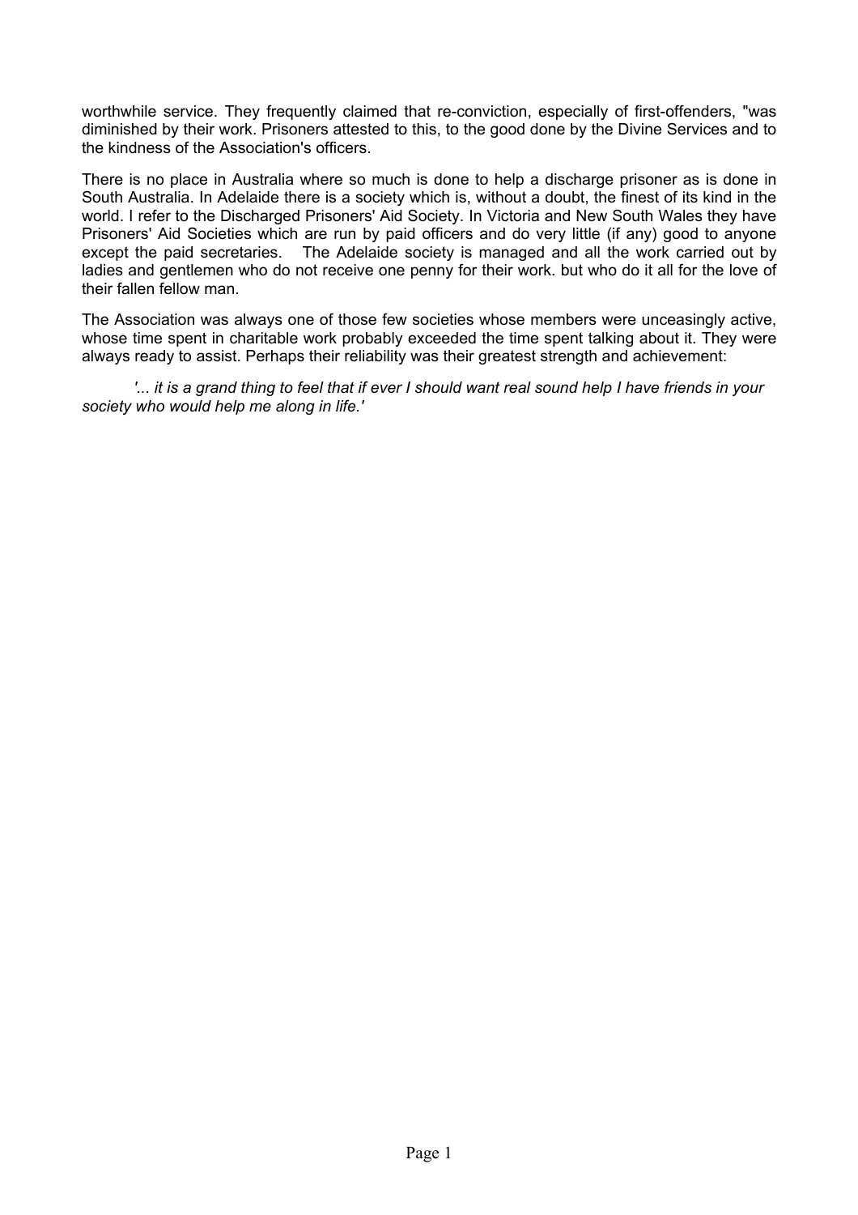worthwhile service. They frequently claimed that re-conviction, especially of first-offenders, "was diminished by their work. Prisoners attested to this, to the good done by the Divine Services and to the kindness of the Association's officers.

There is no place in Australia where so much is done to help a discharge prisoner as is done in South Australia. In Adelaide there is a society which is, without a doubt, the finest of its kind in the world. I refer to the Discharged Prisoners' Aid Society. In Victoria and New South Wales they have Prisoners' Aid Societies which are run by paid officers and do very little (if any) good to anyone except the paid secretaries. The Adelaide society is managed and all the work carried out by ladies and gentlemen who do not receive one penny for their work. but who do it all for the love of their fallen fellow man.

The Association was always one of those few societies whose members were unceasingly active, whose time spent in charitable work probably exceeded the time spent talking about it. They were always ready to assist. Perhaps their reliability was their greatest strength and achievement:

> *'... it is a grand thing to feel that if ever I should want real sound help I have friends in your society who would help me along in life.'*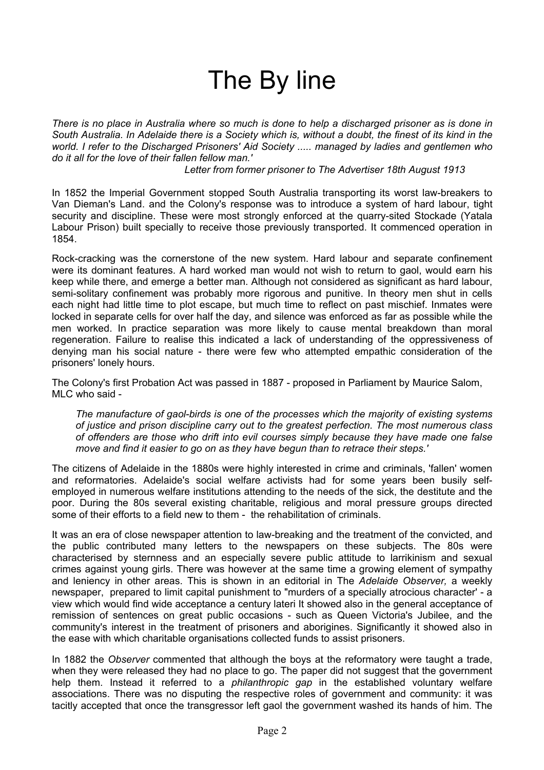# The By line

*There is no place in Australia where so much is done to help a discharged prisoner as is done in South Australia. In Adelaide there is a Society which is, without a doubt, the finest of its kind in the world. I refer to the Discharged Prisoners' Aid Society ..... managed by ladies and gentlemen who do it all for the love of their fallen fellow man.'*

*Letter from former prisoner to The Advertiser 18th August 1913*

In 1852 the Imperial Government stopped South Australia transporting its worst law-breakers to Van Dieman's Land. and the Colony's response was to introduce a system of hard labour, tight security and discipline. These were most strongly enforced at the quarry-sited Stockade (Yatala Labour Prison) built specially to receive those previously transported. It commenced operation in 1854.

Rock-cracking was the cornerstone of the new system. Hard labour and separate confinement were its dominant features. A hard worked man would not wish to return to gaol, would earn his keep while there, and emerge a better man. Although not considered as significant as hard labour, semi-solitary confinement was probably more rigorous and punitive. In theory men shut in cells each night had little time to plot escape, but much time to reflect on past mischief. Inmates were locked in separate cells for over half the day, and silence was enforced as far as possible while the men worked. In practice separation was more likely to cause mental breakdown than moral regeneration. Failure to realise this indicated a lack of understanding of the oppressiveness of denying man his social nature - there were few who attempted empathic consideration of the prisoners' lonely hours.

The Colony's first Probation Act was passed in 1887 - proposed in Parliament by Maurice Salom, MLC who said -

> *The manufacture of gaol-birds is one of the processes which the majority of existing systems of justice and prison discipline carry out to the greatest perfection. The most numerous class of offenders are those who drift into evil courses simply because they have made one false move and find it easier to go on as they have begun than to retrace their steps.'*

The citizens of Adelaide in the 1880s were highly interested in crime and criminals, 'fallen' women and reformatories. Adelaide's social welfare activists had for some years been busily self-employed in numerous welfare institutions attending to the needs of the sick, the destitute and the poor. During the 80s several existing charitable, religious and moral pressure groups directed some of their efforts to a field new to them - the rehabilitation of criminals.

It was an era of close newspaper attention to law-breaking and the treatment of the convicted, and the public contributed many letters to the newspapers on these subjects. The 80s were characterised by sternness and an especially severe public attitude to larrikinism and sexual crimes against young girls. There was however at the same time a growing element of sympathy and leniency in other areas. This is shown in an editorial in The *Adelaide Observer,* a weekly newspaper, prepared to limit capital punishment to "murders of a specially atrocious character' - a view which would find wide acceptance a century lateri It showed also in the general acceptance of remission of sentences on great public occasions - such as Queen Victoria's Jubilee, and the community's interest in the treatment of prisoners and aborigines. Significantly it showed also in the ease with which charitable organisations collected funds to assist prisoners.

In 1882 the *Observer* commented that although the boys at the reformatory were taught a trade, when they were released they had no place to go. The paper did not suggest that the government help them. Instead it referred to a *philanthropic gap* in the established voluntary welfare associations. There was no disputing the respective roles of government and community: it was tacitly accepted that once the transgressor left gaol the government washed its hands of him. The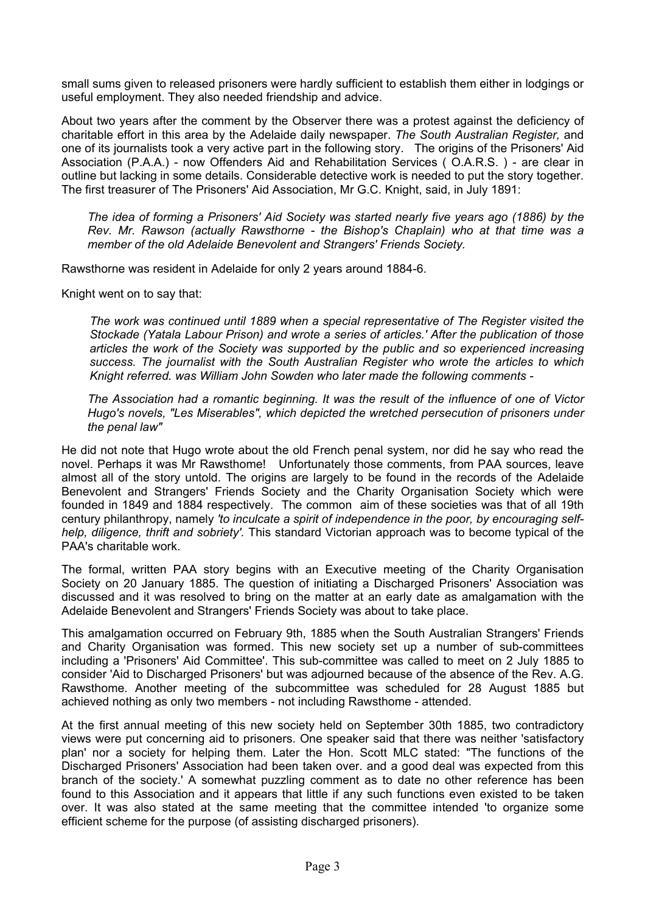small sums given to released prisoners were hardly sufficient to establish them either in lodgings or useful employment. They also needed friendship and advice.

About two years after the comment by the Observer there was a protest against the deficiency of charitable effort in this area by the Adelaide daily newspaper. *The South Australian Register,* and one of its journalists took a very active part in the following story. The origins of the Prisoners' Aid Association (P.A.A.) - now Offenders Aid and Rehabilitation Services ( O.A.R.S. ) - are clear in outline but lacking in some details. Considerable detective work is needed to put the story together. The first treasurer of The Prisoners' Aid Association, Mr G.C. Knight, said, in July 1891:

> *The idea of forming a Prisoners' Aid Society was started nearly five years ago (1886) by the Rev. Mr. Rawson (actually Rawsthorne - the Bishop's Chaplain) who at that time was a member of the old Adelaide Benevolent and Strangers' Friends Society.*

Rawsthorne was resident in Adelaide for only 2 years around 1884-6.

Knight went on to say that:

> *The work was continued until 1889 when a special representative of The Register visited the Stockade (Yatala Labour Prison) and wrote a series of articles.' After the publication of those articles the work of the Society was supported by the public and so experienced increasing success. The journalist with the South Australian Register who wrote the articles to which Knight referred. was William John Sowden who later made the following comments -*

> *The Association had a romantic beginning. It was the result of the influence of one of Victor Hugo's novels, "Les Miserables", which depicted the wretched persecution of prisoners under the penal law"*

He did not note that Hugo wrote about the old French penal system, nor did he say who read the novel. Perhaps it was Mr Rawsthome! Unfortunately those comments, from PAA sources, leave almost all of the story untold. The origins are largely to be found in the records of the Adelaide Benevolent and Strangers' Friends Society and the Charity Organisation Society which were founded in 1849 and 1884 respectively. The common aim of these societies was that of all 19th century philanthropy, namely *'to inculcate a spirit of independence in the poor, by encouraging self-help, diligence, thrift and sobriety'.* This standard Victorian approach was to become typical of the PAA's charitable work.

The formal, written PAA story begins with an Executive meeting of the Charity Organisation Society on 20 January 1885. The question of initiating a Discharged Prisoners' Association was discussed and it was resolved to bring on the matter at an early date as amalgamation with the Adelaide Benevolent and Strangers' Friends Society was about to take place.

This amalgamation occurred on February 9th, 1885 when the South Australian Strangers' Friends and Charity Organisation was formed. This new society set up a number of sub-committees including a 'Prisoners' Aid Committee'. This sub-committee was called to meet on 2 July 1885 to consider 'Aid to Discharged Prisoners' but was adjourned because of the absence of the Rev. A.G. Rawsthome. Another meeting of the subcommittee was scheduled for 28 August 1885 but achieved nothing as only two members - not including Rawsthome - attended.

At the first annual meeting of this new society held on September 30th 1885, two contradictory views were put concerning aid to prisoners. One speaker said that there was neither 'satisfactory plan' nor a society for helping them. Later the Hon. Scott MLC stated: "The functions of the Discharged Prisoners' Association had been taken over. and a good deal was expected from this branch of the society.' A somewhat puzzling comment as to date no other reference has been found to this Association and it appears that little if any such functions even existed to be taken over. It was also stated at the same meeting that the committee intended 'to organize some efficient scheme for the purpose (of assisting discharged prisoners).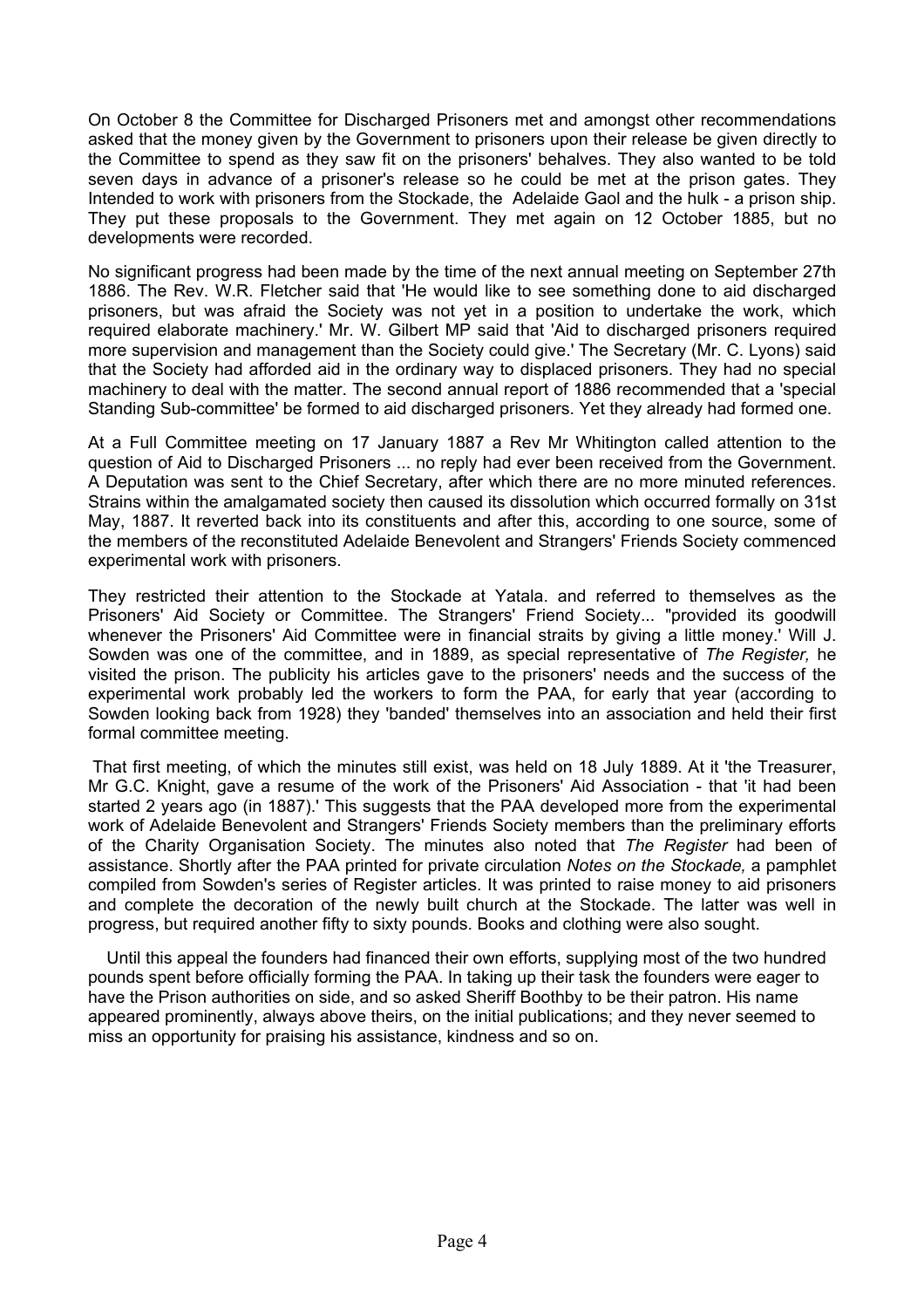On October 8 the Committee for Discharged Prisoners met and amongst other recommendations asked that the money given by the Government to prisoners upon their release be given directly to the Committee to spend as they saw fit on the prisoners' behalves. They also wanted to be told seven days in advance of a prisoner's release so he could be met at the prison gates. They Intended to work with prisoners from the Stockade, the Adelaide Gaol and the hulk - a prison ship. They put these proposals to the Government. They met again on 12 October 1885, but no developments were recorded.

No significant progress had been made by the time of the next annual meeting on September 27th 1886. The Rev. W.R. Fletcher said that 'He would like to see something done to aid discharged prisoners, but was afraid the Society was not yet in a position to undertake the work, which required elaborate machinery.' Mr. W. Gilbert MP said that 'Aid to discharged prisoners required more supervision and management than the Society could give.' The Secretary (Mr. C. Lyons) said that the Society had afforded aid in the ordinary way to displaced prisoners. They had no special machinery to deal with the matter. The second annual report of 1886 recommended that a 'special Standing Sub-committee' be formed to aid discharged prisoners. Yet they already had formed one.

At a Full Committee meeting on 17 January 1887 a Rev Mr Whitington called attention to the question of Aid to Discharged Prisoners ... no reply had ever been received from the Government. A Deputation was sent to the Chief Secretary, after which there are no more minuted references. Strains within the amalgamated society then caused its dissolution which occurred formally on 31st May, 1887. It reverted back into its constituents and after this, according to one source, some of the members of the reconstituted Adelaide Benevolent and Strangers' Friends Society commenced experimental work with prisoners.

They restricted their attention to the Stockade at Yatala. and referred to themselves as the Prisoners' Aid Society or Committee. The Strangers' Friend Society... "provided its goodwill whenever the Prisoners' Aid Committee were in financial straits by giving a little money.' Will J. Sowden was one of the committee, and in 1889, as special representative of *The Register,* he visited the prison. The publicity his articles gave to the prisoners' needs and the success of the experimental work probably led the workers to form the PAA, for early that year (according to Sowden looking back from 1928) they 'banded' themselves into an association and held their first formal committee meeting.

That first meeting, of which the minutes still exist, was held on 18 July 1889. At it 'the Treasurer, Mr G.C. Knight, gave a resume of the work of the Prisoners' Aid Association - that 'it had been started 2 years ago (in 1887).' This suggests that the PAA developed more from the experimental work of Adelaide Benevolent and Strangers' Friends Society members than the preliminary efforts of the Charity Organisation Society. The minutes also noted that *The Register* had been of assistance. Shortly after the PAA printed for private circulation *Notes on the Stockade,* a pamphlet compiled from Sowden's series of Register articles. It was printed to raise money to aid prisoners and complete the decoration of the newly built church at the Stockade. The latter was well in progress, but required another fifty to sixty pounds. Books and clothing were also sought.

Until this appeal the founders had financed their own efforts, supplying most of the two hundred pounds spent before officially forming the PAA. In taking up their task the founders were eager to have the Prison authorities on side, and so asked Sheriff Boothby to be their patron. His name appeared prominently, always above theirs, on the initial publications; and they never seemed to miss an opportunity for praising his assistance, kindness and so on.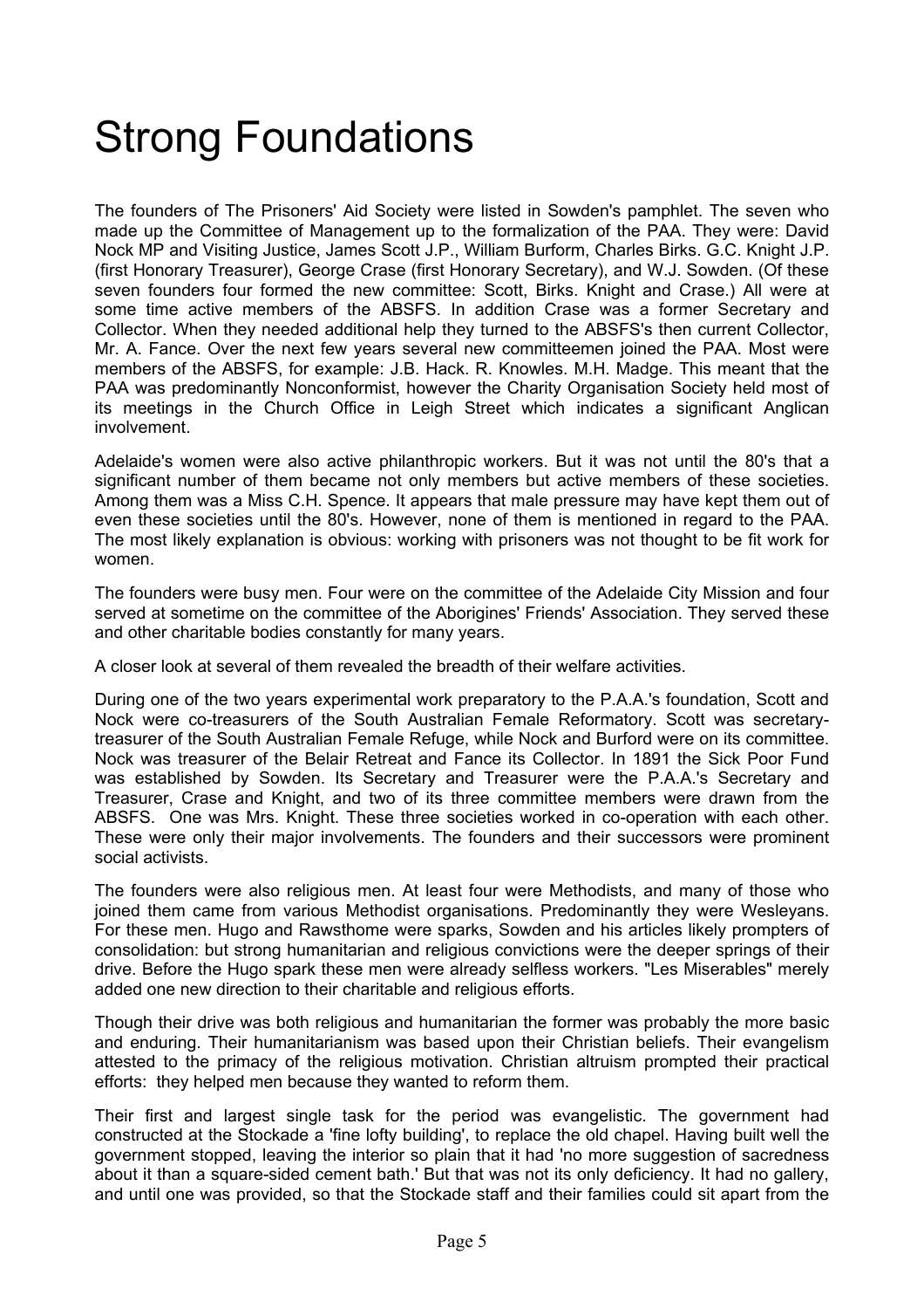# Strong Foundations

The founders of The Prisoners' Aid Society were listed in Sowden's pamphlet. The seven who made up the Committee of Management up to the formalization of the PAA. They were: David Nock MP and Visiting Justice, James Scott J.P., William Burform, Charles Birks. G.C. Knight J.P. (first Honorary Treasurer), George Crase (first Honorary Secretary), and W.J. Sowden. (Of these seven founders four formed the new committee: Scott, Birks. Knight and Crase.) All were at some time active members of the ABSFS. In addition Crase was a former Secretary and Collector. When they needed additional help they turned to the ABSFS's then current Collector, Mr. A. Fance. Over the next few years several new committeemen joined the PAA. Most were members of the ABSFS, for example: J.B. Hack. R. Knowles. M.H. Madge. This meant that the PAA was predominantly Nonconformist, however the Charity Organisation Society held most of its meetings in the Church Office in Leigh Street which indicates a significant Anglican involvement.

Adelaide's women were also active philanthropic workers. But it was not until the 80's that a significant number of them became not only members but active members of these societies. Among them was a Miss C.H. Spence. It appears that male pressure may have kept them out of even these societies until the 80's. However, none of them is mentioned in regard to the PAA. The most likely explanation is obvious: working with prisoners was not thought to be fit work for women.

The founders were busy men. Four were on the committee of the Adelaide City Mission and four served at sometime on the committee of the Aborigines' Friends' Association. They served these and other charitable bodies constantly for many years.

A closer look at several of them revealed the breadth of their welfare activities.

During one of the two years experimental work preparatory to the P.A.A.'s foundation, Scott and Nock were co-treasurers of the South Australian Female Reformatory. Scott was secretary-treasurer of the South Australian Female Refuge, while Nock and Burford were on its committee. Nock was treasurer of the Belair Retreat and Fance its Collector. In 1891 the Sick Poor Fund was established by Sowden. Its Secretary and Treasurer were the P.A.A.'s Secretary and Treasurer, Crase and Knight, and two of its three committee members were drawn from the ABSFS. One was Mrs. Knight. These three societies worked in co-operation with each other. These were only their major involvements. The founders and their successors were prominent social activists.

The founders were also religious men. At least four were Methodists, and many of those who joined them came from various Methodist organisations. Predominantly they were Wesleyans. For these men. Hugo and Rawsthome were sparks, Sowden and his articles likely prompters of consolidation: but strong humanitarian and religious convictions were the deeper springs of their drive. Before the Hugo spark these men were already selfless workers. "Les Miserables" merely added one new direction to their charitable and religious efforts.

Though their drive was both religious and humanitarian the former was probably the more basic and enduring. Their humanitarianism was based upon their Christian beliefs. Their evangelism attested to the primacy of the religious motivation. Christian altruism prompted their practical efforts: they helped men because they wanted to reform them.

Their first and largest single task for the period was evangelistic. The government had constructed at the Stockade a 'fine lofty building', to replace the old chapel. Having built well the government stopped, leaving the interior so plain that it had 'no more suggestion of sacredness about it than a square-sided cement bath.' But that was not its only deficiency. It had no gallery, and until one was provided, so that the Stockade staff and their families could sit apart from the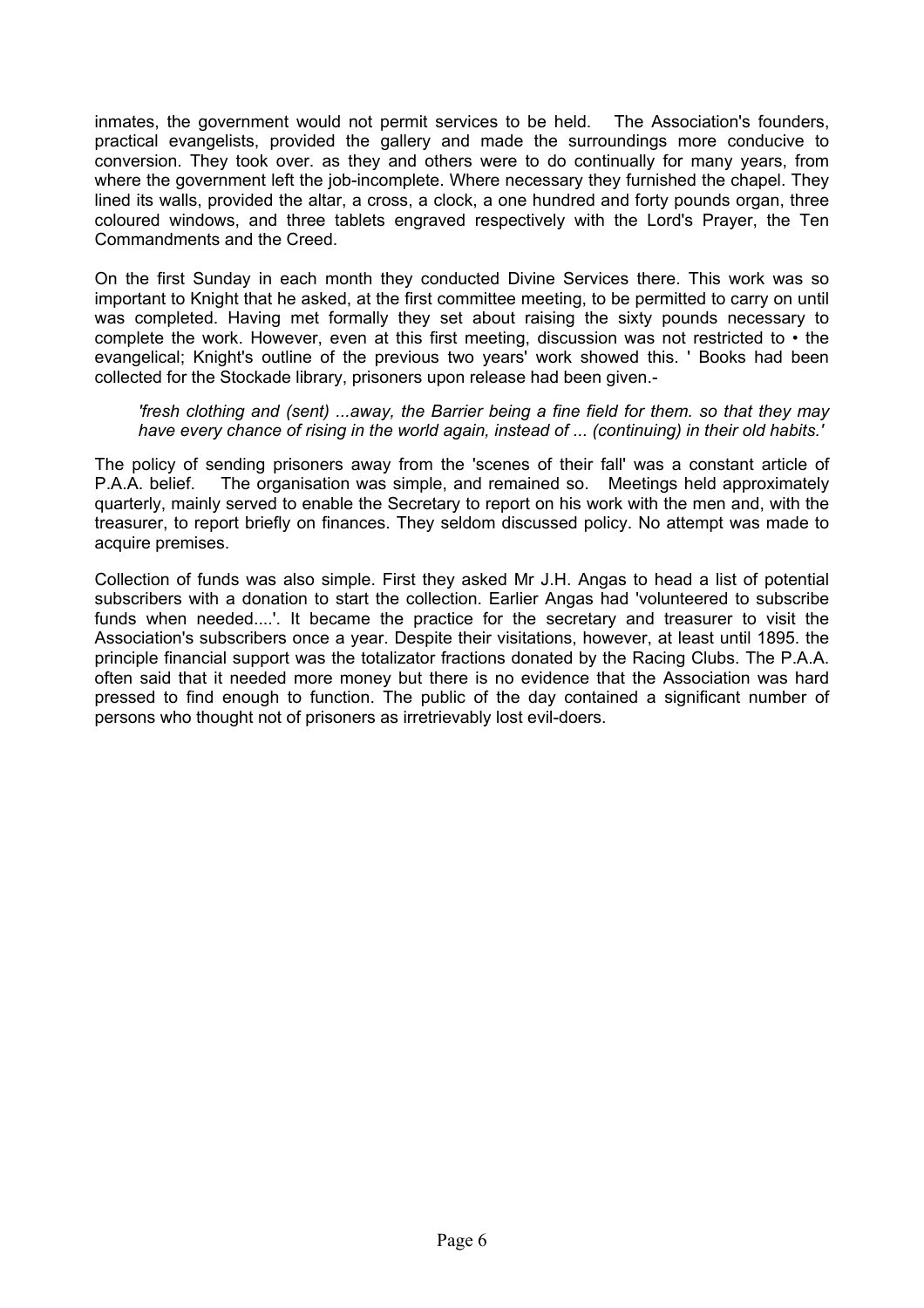inmates, the government would not permit services to be held. The Association's founders, practical evangelists, provided the gallery and made the surroundings more conducive to conversion. They took over. as they and others were to do continually for many years, from where the government left the job-incomplete. Where necessary they furnished the chapel. They lined its walls, provided the altar, a cross, a clock, a one hundred and forty pounds organ, three coloured windows, and three tablets engraved respectively with the Lord's Prayer, the Ten Commandments and the Creed.

On the first Sunday in each month they conducted Divine Services there. This work was so important to Knight that he asked, at the first committee meeting, to be permitted to carry on until was completed. Having met formally they set about raising the sixty pounds necessary to complete the work. However, even at this first meeting, discussion was not restricted to • the evangelical; Knight's outline of the previous two years' work showed this. ' Books had been collected for the Stockade library, prisoners upon release had been given.-

> *'fresh clothing and (sent) ...away, the Barrier being a fine field for them. so that they may have every chance of rising in the world again, instead of ... (continuing) in their old habits.'*

The policy of sending prisoners away from the 'scenes of their fall' was a constant article of P.A.A. belief. The organisation was simple, and remained so. Meetings held approximately quarterly, mainly served to enable the Secretary to report on his work with the men and, with the treasurer, to report briefly on finances. They seldom discussed policy. No attempt was made to acquire premises.

Collection of funds was also simple. First they asked Mr J.H. Angas to head a list of potential subscribers with a donation to start the collection. Earlier Angas had 'volunteered to subscribe funds when needed....'. It became the practice for the secretary and treasurer to visit the Association's subscribers once a year. Despite their visitations, however, at least until 1895. the principle financial support was the totalizator fractions donated by the Racing Clubs. The P.A.A. often said that it needed more money but there is no evidence that the Association was hard pressed to find enough to function. The public of the day contained a significant number of persons who thought not of prisoners as irretrievably lost evil-doers.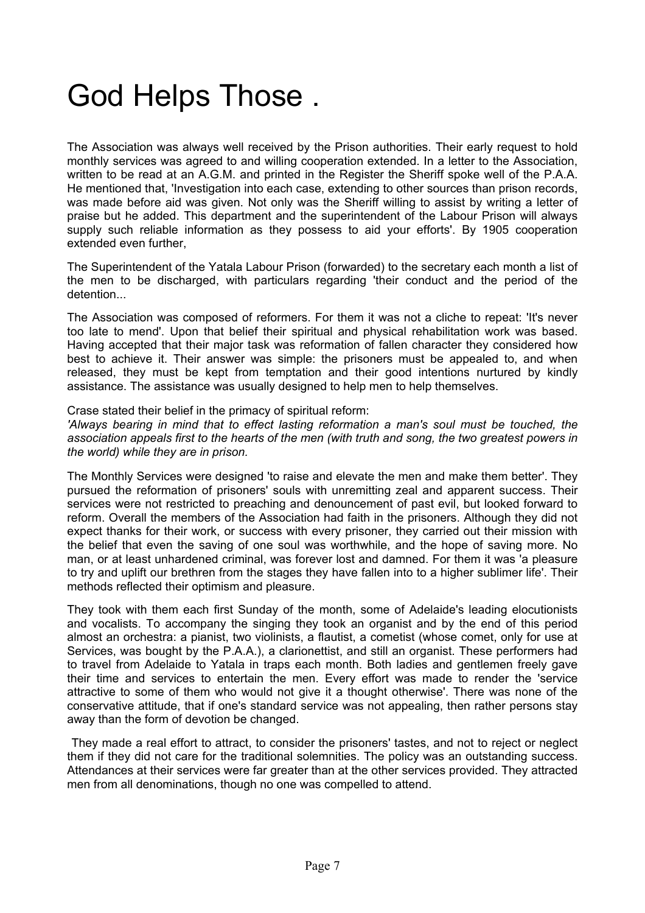# God Helps Those .

The Association was always well received by the Prison authorities. Their early request to hold monthly services was agreed to and willing cooperation extended. In a letter to the Association, written to be read at an A.G.M. and printed in the Register the Sheriff spoke well of the P.A.A. He mentioned that, 'Investigation into each case, extending to other sources than prison records, was made before aid was given. Not only was the Sheriff willing to assist by writing a letter of praise but he added. This department and the superintendent of the Labour Prison will always supply such reliable information as they possess to aid your efforts'. By 1905 cooperation extended even further,

The Superintendent of the Yatala Labour Prison (forwarded) to the secretary each month a list of the men to be discharged, with particulars regarding 'their conduct and the period of the detention...

The Association was composed of reformers. For them it was not a cliche to repeat: 'It's never too late to mend'. Upon that belief their spiritual and physical rehabilitation work was based. Having accepted that their major task was reformation of fallen character they considered how best to achieve it. Their answer was simple: the prisoners must be appealed to, and when released, they must be kept from temptation and their good intentions nurtured by kindly assistance. The assistance was usually designed to help men to help themselves.

Crase stated their belief in the primacy of spiritual reform:

*'Always bearing in mind that to effect lasting reformation a man's soul must be touched, the association appeals first to the hearts of the men (with truth and song, the two greatest powers in the world) while they are in prison.*

The Monthly Services were designed 'to raise and elevate the men and make them better'. They pursued the reformation of prisoners' souls with unremitting zeal and apparent success. Their services were not restricted to preaching and denouncement of past evil, but looked forward to reform. Overall the members of the Association had faith in the prisoners. Although they did not expect thanks for their work, or success with every prisoner, they carried out their mission with the belief that even the saving of one soul was worthwhile, and the hope of saving more. No man, or at least unhardened criminal, was forever lost and damned. For them it was 'a pleasure to try and uplift our brethren from the stages they have fallen into to a higher sublimer life'. Their methods reflected their optimism and pleasure.

They took with them each first Sunday of the month, some of Adelaide's leading elocutionists and vocalists. To accompany the singing they took an organist and by the end of this period almost an orchestra: a pianist, two violinists, a flautist, a cometist (whose comet, only for use at Services, was bought by the P.A.A.), a clarionettist, and still an organist. These performers had to travel from Adelaide to Yatala in traps each month. Both ladies and gentlemen freely gave their time and services to entertain the men. Every effort was made to render the 'service attractive to some of them who would not give it a thought otherwise'. There was none of the conservative attitude, that if one's standard service was not appealing, then rather persons stay away than the form of devotion be changed.

They made a real effort to attract, to consider the prisoners' tastes, and not to reject or neglect them if they did not care for the traditional solemnities. The policy was an outstanding success. Attendances at their services were far greater than at the other services provided. They attracted men from all denominations, though no one was compelled to attend.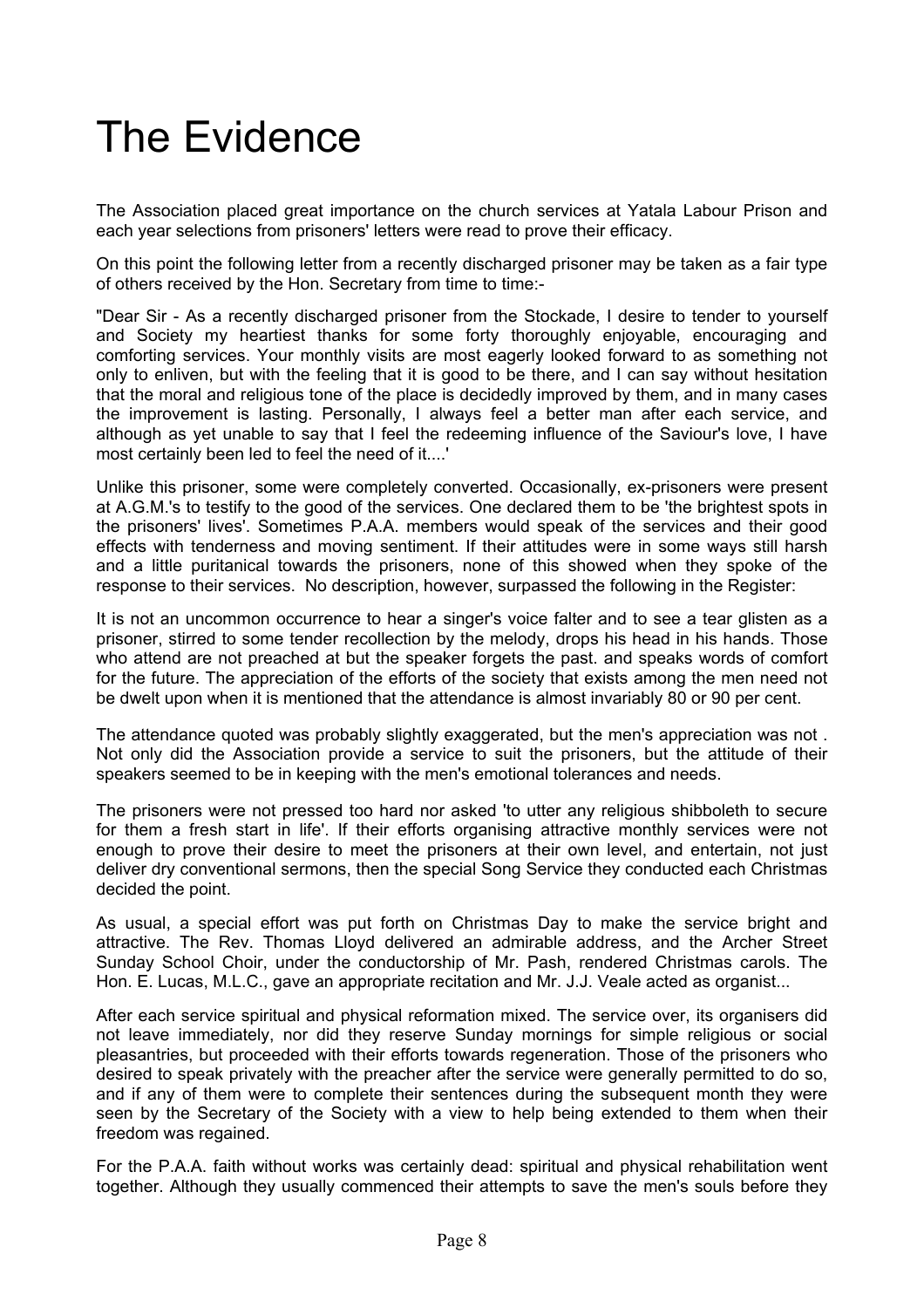# The Evidence

The Association placed great importance on the church services at Yatala Labour Prison and each year selections from prisoners' letters were read to prove their efficacy.

On this point the following letter from a recently discharged prisoner may be taken as a fair type of others received by the Hon. Secretary from time to time:-

"Dear Sir - As a recently discharged prisoner from the Stockade, I desire to tender to yourself and Society my heartiest thanks for some forty thoroughly enjoyable, encouraging and comforting services. Your monthly visits are most eagerly looked forward to as something not only to enliven, but with the feeling that it is good to be there, and I can say without hesitation that the moral and religious tone of the place is decidedly improved by them, and in many cases the improvement is lasting. Personally, I always feel a better man after each service, and although as yet unable to say that I feel the redeeming influence of the Saviour's love, I have most certainly been led to feel the need of it....'

Unlike this prisoner, some were completely converted. Occasionally, ex-prisoners were present at A.G.M.'s to testify to the good of the services. One declared them to be 'the brightest spots in the prisoners' lives'. Sometimes P.A.A. members would speak of the services and their good effects with tenderness and moving sentiment. If their attitudes were in some ways still harsh and a little puritanical towards the prisoners, none of this showed when they spoke of the response to their services. No description, however, surpassed the following in the Register:

It is not an uncommon occurrence to hear a singer's voice falter and to see a tear glisten as a prisoner, stirred to some tender recollection by the melody, drops his head in his hands. Those who attend are not preached at but the speaker forgets the past. and speaks words of comfort for the future. The appreciation of the efforts of the society that exists among the men need not be dwelt upon when it is mentioned that the attendance is almost invariably 80 or 90 per cent.

The attendance quoted was probably slightly exaggerated, but the men's appreciation was not . Not only did the Association provide a service to suit the prisoners, but the attitude of their speakers seemed to be in keeping with the men's emotional tolerances and needs.

The prisoners were not pressed too hard nor asked 'to utter any religious shibboleth to secure for them a fresh start in life'. If their efforts organising attractive monthly services were not enough to prove their desire to meet the prisoners at their own level, and entertain, not just deliver dry conventional sermons, then the special Song Service they conducted each Christmas decided the point.

As usual, a special effort was put forth on Christmas Day to make the service bright and attractive. The Rev. Thomas Lloyd delivered an admirable address, and the Archer Street Sunday School Choir, under the conductorship of Mr. Pash, rendered Christmas carols. The Hon. E. Lucas, M.L.C., gave an appropriate recitation and Mr. J.J. Veale acted as organist...

After each service spiritual and physical reformation mixed. The service over, its organisers did not leave immediately, nor did they reserve Sunday mornings for simple religious or social pleasantries, but proceeded with their efforts towards regeneration. Those of the prisoners who desired to speak privately with the preacher after the service were generally permitted to do so, and if any of them were to complete their sentences during the subsequent month they were seen by the Secretary of the Society with a view to help being extended to them when their freedom was regained.

For the P.A.A. faith without works was certainly dead: spiritual and physical rehabilitation went together. Although they usually commenced their attempts to save the men's souls before they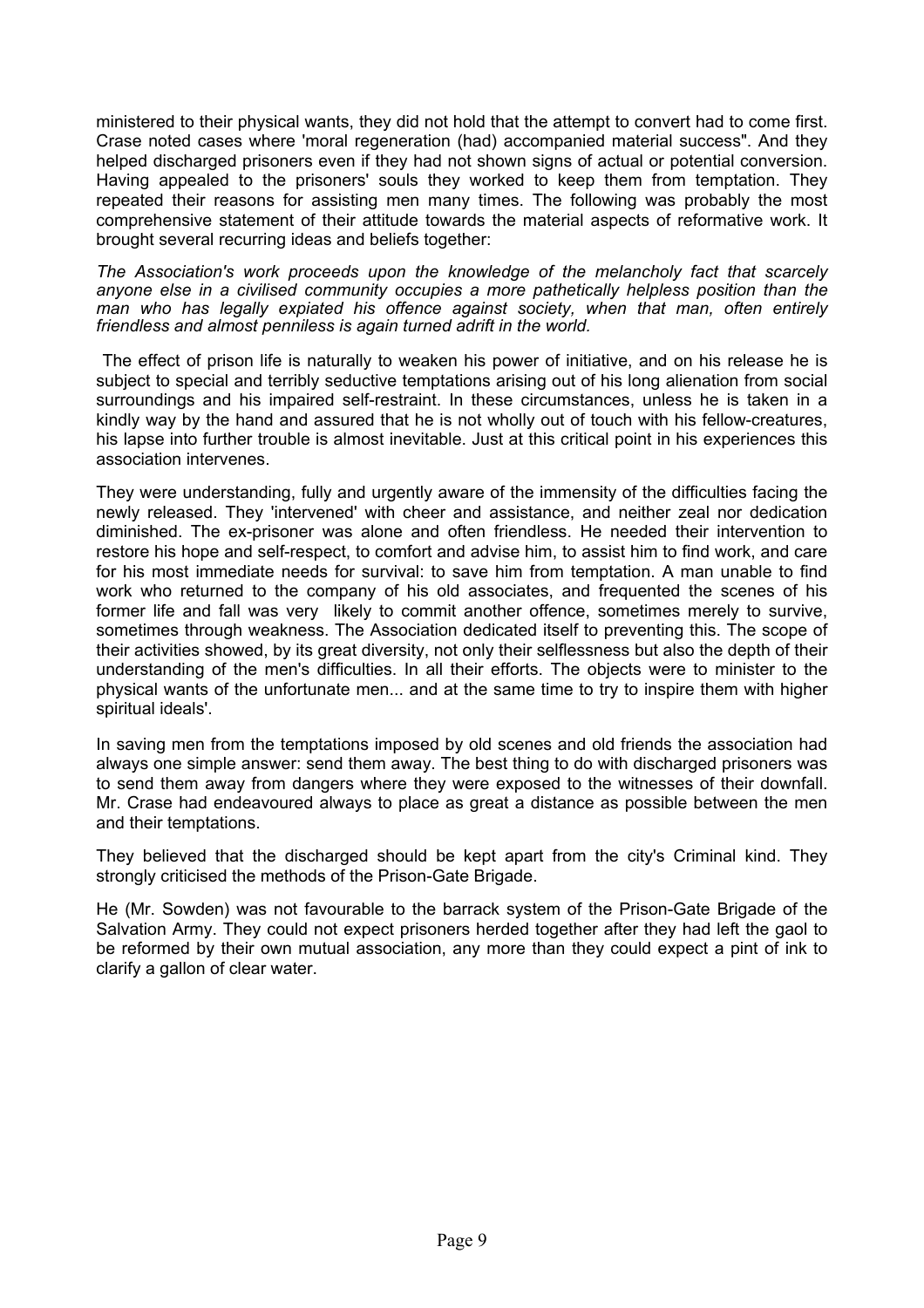ministered to their physical wants, they did not hold that the attempt to convert had to come first. Crase noted cases where 'moral regeneration (had) accompanied material success". And they helped discharged prisoners even if they had not shown signs of actual or potential conversion. Having appealed to the prisoners' souls they worked to keep them from temptation. They repeated their reasons for assisting men many times. The following was probably the most comprehensive statement of their attitude towards the material aspects of reformative work. It brought several recurring ideas and beliefs together:

*The Association's work proceeds upon the knowledge of the melancholy fact that scarcely anyone else in a civilised community occupies a more pathetically helpless position than the man who has legally expiated his offence against society, when that man, often entirely friendless and almost penniless is again turned adrift in the world.*

The effect of prison life is naturally to weaken his power of initiative, and on his release he is subject to special and terribly seductive temptations arising out of his long alienation from social surroundings and his impaired self-restraint. In these circumstances, unless he is taken in a kindly way by the hand and assured that he is not wholly out of touch with his fellow-creatures, his lapse into further trouble is almost inevitable. Just at this critical point in his experiences this association intervenes.

They were understanding, fully and urgently aware of the immensity of the difficulties facing the newly released. They 'intervened' with cheer and assistance, and neither zeal nor dedication diminished. The ex-prisoner was alone and often friendless. He needed their intervention to restore his hope and self-respect, to comfort and advise him, to assist him to find work, and care for his most immediate needs for survival: to save him from temptation. A man unable to find work who returned to the company of his old associates, and frequented the scenes of his former life and fall was very likely to commit another offence, sometimes merely to survive, sometimes through weakness. The Association dedicated itself to preventing this. The scope of their activities showed, by its great diversity, not only their selflessness but also the depth of their understanding of the men's difficulties. In all their efforts. The objects were to minister to the physical wants of the unfortunate men... and at the same time to try to inspire them with higher spiritual ideals'.

In saving men from the temptations imposed by old scenes and old friends the association had always one simple answer: send them away. The best thing to do with discharged prisoners was to send them away from dangers where they were exposed to the witnesses of their downfall. Mr. Crase had endeavoured always to place as great a distance as possible between the men and their temptations.

They believed that the discharged should be kept apart from the city's Criminal kind. They strongly criticised the methods of the Prison-Gate Brigade.

He (Mr. Sowden) was not favourable to the barrack system of the Prison-Gate Brigade of the Salvation Army. They could not expect prisoners herded together after they had left the gaol to be reformed by their own mutual association, any more than they could expect a pint of ink to clarify a gallon of clear water.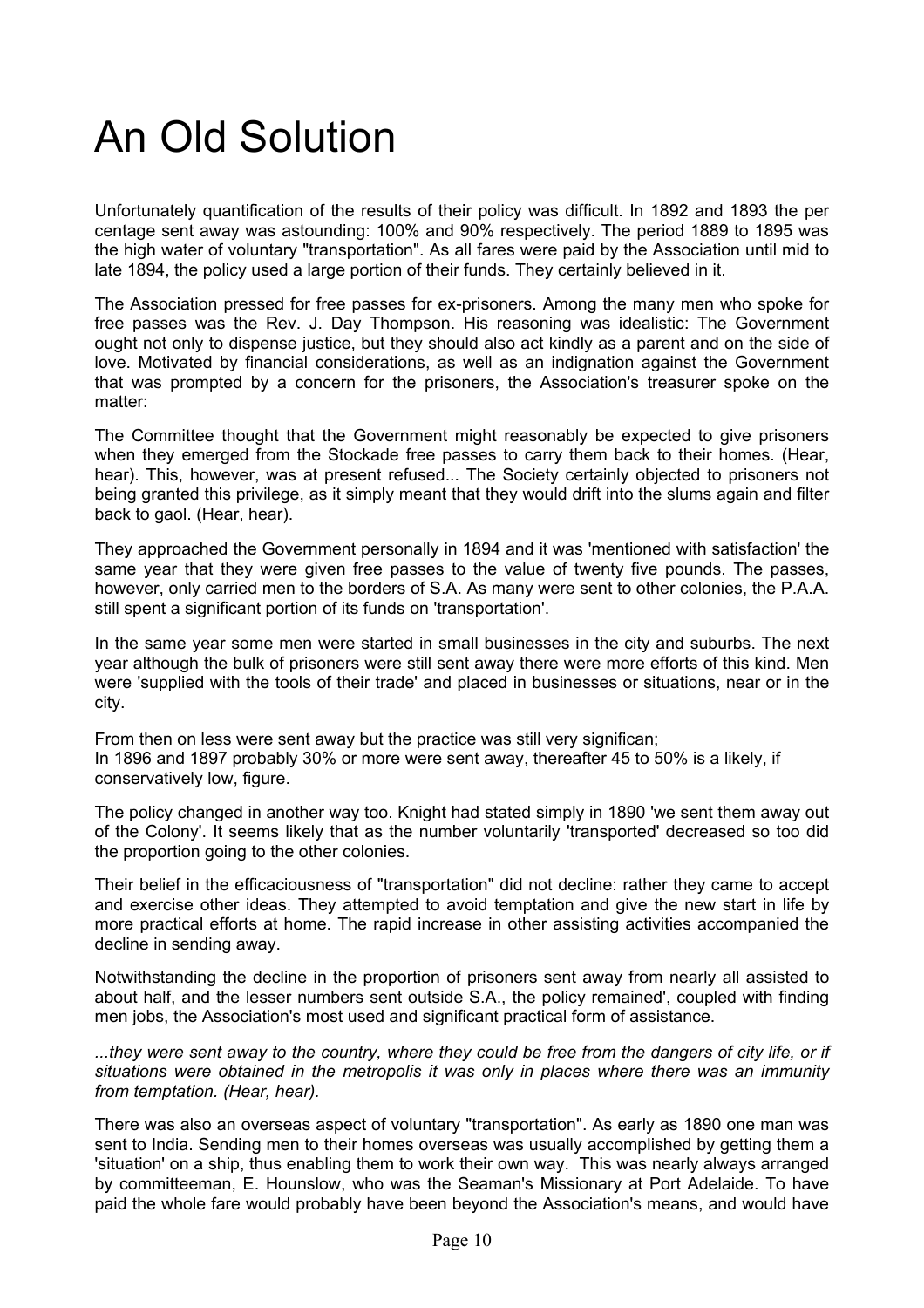# An Old Solution

Unfortunately quantification of the results of their policy was difficult. In 1892 and 1893 the per centage sent away was astounding: 100% and 90% respectively. The period 1889 to 1895 was the high water of voluntary "transportation". As all fares were paid by the Association until mid to late 1894, the policy used a large portion of their funds. They certainly believed in it.

The Association pressed for free passes for ex-prisoners. Among the many men who spoke for free passes was the Rev. J. Day Thompson. His reasoning was idealistic: The Government ought not only to dispense justice, but they should also act kindly as a parent and on the side of love. Motivated by financial considerations, as well as an indignation against the Government that was prompted by a concern for the prisoners, the Association's treasurer spoke on the matter:

The Committee thought that the Government might reasonably be expected to give prisoners when they emerged from the Stockade free passes to carry them back to their homes. (Hear, hear). This, however, was at present refused... The Society certainly objected to prisoners not being granted this privilege, as it simply meant that they would drift into the slums again and filter back to gaol. (Hear, hear).

They approached the Government personally in 1894 and it was 'mentioned with satisfaction' the same year that they were given free passes to the value of twenty five pounds. The passes, however, only carried men to the borders of S.A. As many were sent to other colonies, the P.A.A. still spent a significant portion of its funds on 'transportation'.

In the same year some men were started in small businesses in the city and suburbs. The next year although the bulk of prisoners were still sent away there were more efforts of this kind. Men were 'supplied with the tools of their trade' and placed in businesses or situations, near or in the city.

From then on less were sent away but the practice was still very significan;
In 1896 and 1897 probably 30% or more were sent away, thereafter 45 to 50% is a likely, if conservatively low, figure.

The policy changed in another way too. Knight had stated simply in 1890 'we sent them away out of the Colony'. It seems likely that as the number voluntarily 'transported' decreased so too did the proportion going to the other colonies.

Their belief in the efficaciousness of "transportation" did not decline: rather they came to accept and exercise other ideas. They attempted to avoid temptation and give the new start in life by more practical efforts at home. The rapid increase in other assisting activities accompanied the decline in sending away.

Notwithstanding the decline in the proportion of prisoners sent away from nearly all assisted to about half, and the lesser numbers sent outside S.A., the policy remained', coupled with finding men jobs, the Association's most used and significant practical form of assistance.

*...they were sent away to the country, where they could be free from the dangers of city life, or if situations were obtained in the metropolis it was only in places where there was an immunity from temptation. (Hear, hear).*

There was also an overseas aspect of voluntary "transportation". As early as 1890 one man was sent to India. Sending men to their homes overseas was usually accomplished by getting them a 'situation' on a ship, thus enabling them to work their own way. This was nearly always arranged by committeeman, E. Hounslow, who was the Seaman's Missionary at Port Adelaide. To have paid the whole fare would probably have been beyond the Association's means, and would have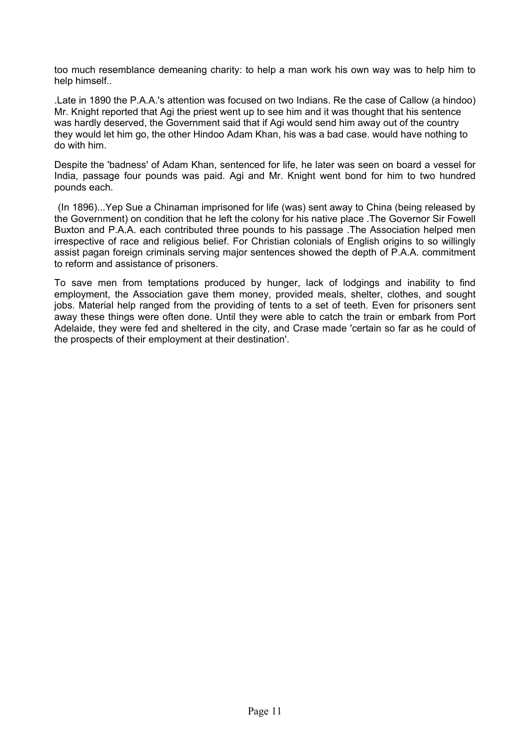too much resemblance demeaning charity: to help a man work his own way was to help him to help himself..

.Late in 1890 the P.A.A.'s attention was focused on two Indians. Re the case of Callow (a hindoo) Mr. Knight reported that Agi the priest went up to see him and it was thought that his sentence was hardly deserved, the Government said that if Agi would send him away out of the country they would let him go, the other Hindoo Adam Khan, his was a bad case. would have nothing to do with him.

Despite the 'badness' of Adam Khan, sentenced for life, he later was seen on board a vessel for India, passage four pounds was paid. Agi and Mr. Knight went bond for him to two hundred pounds each.

(In 1896)...Yep Sue a Chinaman imprisoned for life (was) sent away to China (being released by the Government) on condition that he left the colony for his native place .The Governor Sir Fowell Buxton and P.A.A. each contributed three pounds to his passage .The Association helped men irrespective of race and religious belief. For Christian colonials of English origins to so willingly assist pagan foreign criminals serving major sentences showed the depth of P.A.A. commitment to reform and assistance of prisoners.

To save men from temptations produced by hunger, lack of lodgings and inability to find employment, the Association gave them money, provided meals, shelter, clothes, and sought jobs. Material help ranged from the providing of tents to a set of teeth. Even for prisoners sent away these things were often done. Until they were able to catch the train or embark from Port Adelaide, they were fed and sheltered in the city, and Crase made 'certain so far as he could of the prospects of their employment at their destination'.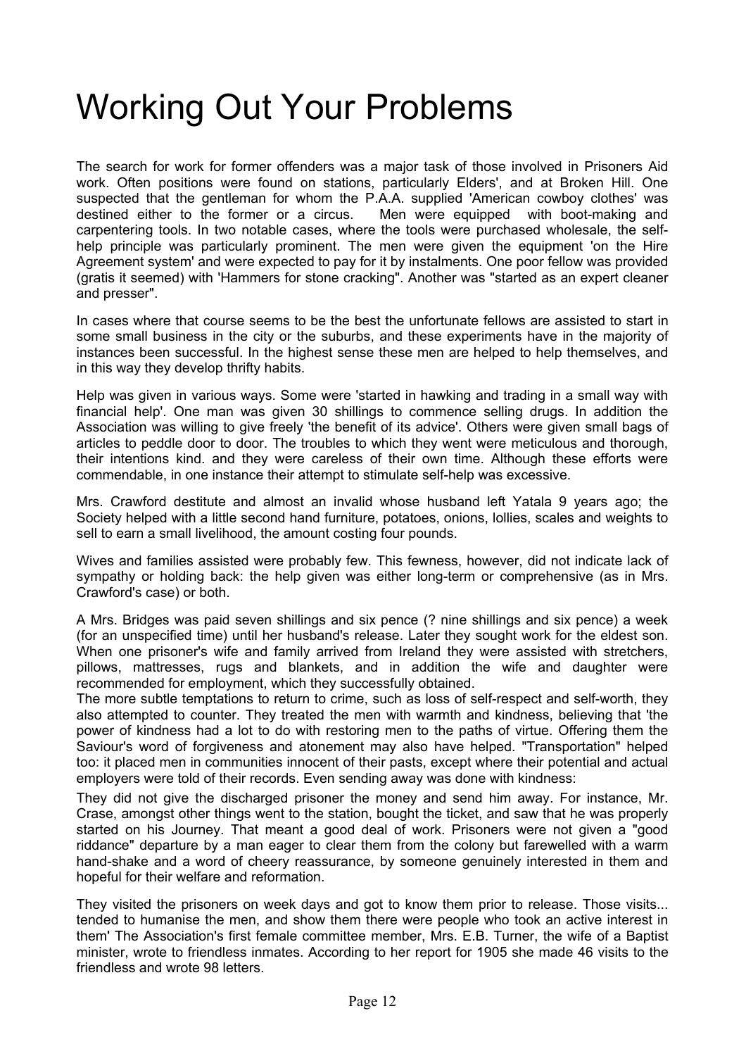# Working Out Your Problems

The search for work for former offenders was a major task of those involved in Prisoners Aid work. Often positions were found on stations, particularly Elders', and at Broken Hill. One suspected that the gentleman for whom the P.A.A. supplied 'American cowboy clothes' was destined either to the former or a circus. Men were equipped with boot-making and carpentering tools. In two notable cases, where the tools were purchased wholesale, the self-help principle was particularly prominent. The men were given the equipment 'on the Hire Agreement system' and were expected to pay for it by instalments. One poor fellow was provided (gratis it seemed) with 'Hammers for stone cracking". Another was "started as an expert cleaner and presser".

In cases where that course seems to be the best the unfortunate fellows are assisted to start in some small business in the city or the suburbs, and these experiments have in the majority of instances been successful. In the highest sense these men are helped to help themselves, and in this way they develop thrifty habits.

Help was given in various ways. Some were 'started in hawking and trading in a small way with financial help'. One man was given 30 shillings to commence selling drugs. In addition the Association was willing to give freely 'the benefit of its advice'. Others were given small bags of articles to peddle door to door. The troubles to which they went were meticulous and thorough, their intentions kind. and they were careless of their own time. Although these efforts were commendable, in one instance their attempt to stimulate self-help was excessive.

Mrs. Crawford destitute and almost an invalid whose husband left Yatala 9 years ago; the Society helped with a little second hand furniture, potatoes, onions, lollies, scales and weights to sell to earn a small livelihood, the amount costing four pounds.

Wives and families assisted were probably few. This fewness, however, did not indicate lack of sympathy or holding back: the help given was either long-term or comprehensive (as in Mrs. Crawford's case) or both.

A Mrs. Bridges was paid seven shillings and six pence (? nine shillings and six pence) a week (for an unspecified time) until her husband's release. Later they sought work for the eldest son. When one prisoner's wife and family arrived from Ireland they were assisted with stretchers, pillows, mattresses, rugs and blankets, and in addition the wife and daughter were recommended for employment, which they successfully obtained.

The more subtle temptations to return to crime, such as loss of self-respect and self-worth, they also attempted to counter. They treated the men with warmth and kindness, believing that 'the power of kindness had a lot to do with restoring men to the paths of virtue. Offering them the Saviour's word of forgiveness and atonement may also have helped. "Transportation" helped too: it placed men in communities innocent of their pasts, except where their potential and actual employers were told of their records. Even sending away was done with kindness:

They did not give the discharged prisoner the money and send him away. For instance, Mr. Crase, amongst other things went to the station, bought the ticket, and saw that he was properly started on his Journey. That meant a good deal of work. Prisoners were not given a "good riddance" departure by a man eager to clear them from the colony but farewelled with a warm hand-shake and a word of cheery reassurance, by someone genuinely interested in them and hopeful for their welfare and reformation.

They visited the prisoners on week days and got to know them prior to release. Those visits... tended to humanise the men, and show them there were people who took an active interest in them' The Association's first female committee member, Mrs. E.B. Turner, the wife of a Baptist minister, wrote to friendless inmates. According to her report for 1905 she made 46 visits to the friendless and wrote 98 letters.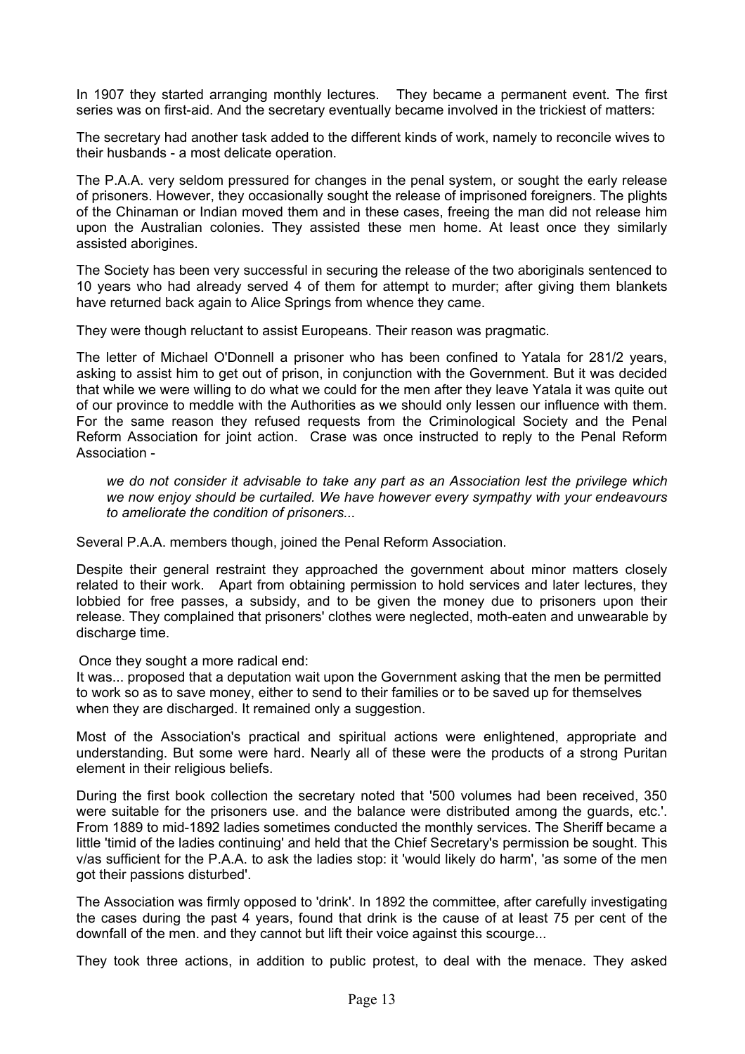In 1907 they started arranging monthly lectures. They became a permanent event. The first series was on first-aid. And the secretary eventually became involved in the trickiest of matters:

The secretary had another task added to the different kinds of work, namely to reconcile wives to their husbands - a most delicate operation.

The P.A.A. very seldom pressured for changes in the penal system, or sought the early release of prisoners. However, they occasionally sought the release of imprisoned foreigners. The plights of the Chinaman or Indian moved them and in these cases, freeing the man did not release him upon the Australian colonies. They assisted these men home. At least once they similarly assisted aborigines.

The Society has been very successful in securing the release of the two aboriginals sentenced to 10 years who had already served 4 of them for attempt to murder; after giving them blankets have returned back again to Alice Springs from whence they came.

They were though reluctant to assist Europeans. Their reason was pragmatic.

The letter of Michael O'Donnell a prisoner who has been confined to Yatala for 281/2 years, asking to assist him to get out of prison, in conjunction with the Government. But it was decided that while we were willing to do what we could for the men after they leave Yatala it was quite out of our province to meddle with the Authorities as we should only lessen our influence with them. For the same reason they refused requests from the Criminological Society and the Penal Reform Association for joint action. Crase was once instructed to reply to the Penal Reform Association -

> *we do not consider it advisable to take any part as an Association lest the privilege which we now enjoy should be curtailed. We have however every sympathy with your endeavours to ameliorate the condition of prisoners...*

Several P.A.A. members though, joined the Penal Reform Association.

Despite their general restraint they approached the government about minor matters closely related to their work. Apart from obtaining permission to hold services and later lectures, they lobbied for free passes, a subsidy, and to be given the money due to prisoners upon their release. They complained that prisoners' clothes were neglected, moth-eaten and unwearable by discharge time.

Once they sought a more radical end:
It was... proposed that a deputation wait upon the Government asking that the men be permitted to work so as to save money, either to send to their families or to be saved up for themselves when they are discharged. It remained only a suggestion.

Most of the Association's practical and spiritual actions were enlightened, appropriate and understanding. But some were hard. Nearly all of these were the products of a strong Puritan element in their religious beliefs.

During the first book collection the secretary noted that '500 volumes had been received, 350 were suitable for the prisoners use. and the balance were distributed among the guards, etc.'. From 1889 to mid-1892 ladies sometimes conducted the monthly services. The Sheriff became a little 'timid of the ladies continuing' and held that the Chief Secretary's permission be sought. This v/as sufficient for the P.A.A. to ask the ladies stop: it 'would likely do harm', 'as some of the men got their passions disturbed'.

The Association was firmly opposed to 'drink'. In 1892 the committee, after carefully investigating the cases during the past 4 years, found that drink is the cause of at least 75 per cent of the downfall of the men. and they cannot but lift their voice against this scourge...

They took three actions, in addition to public protest, to deal with the menace. They asked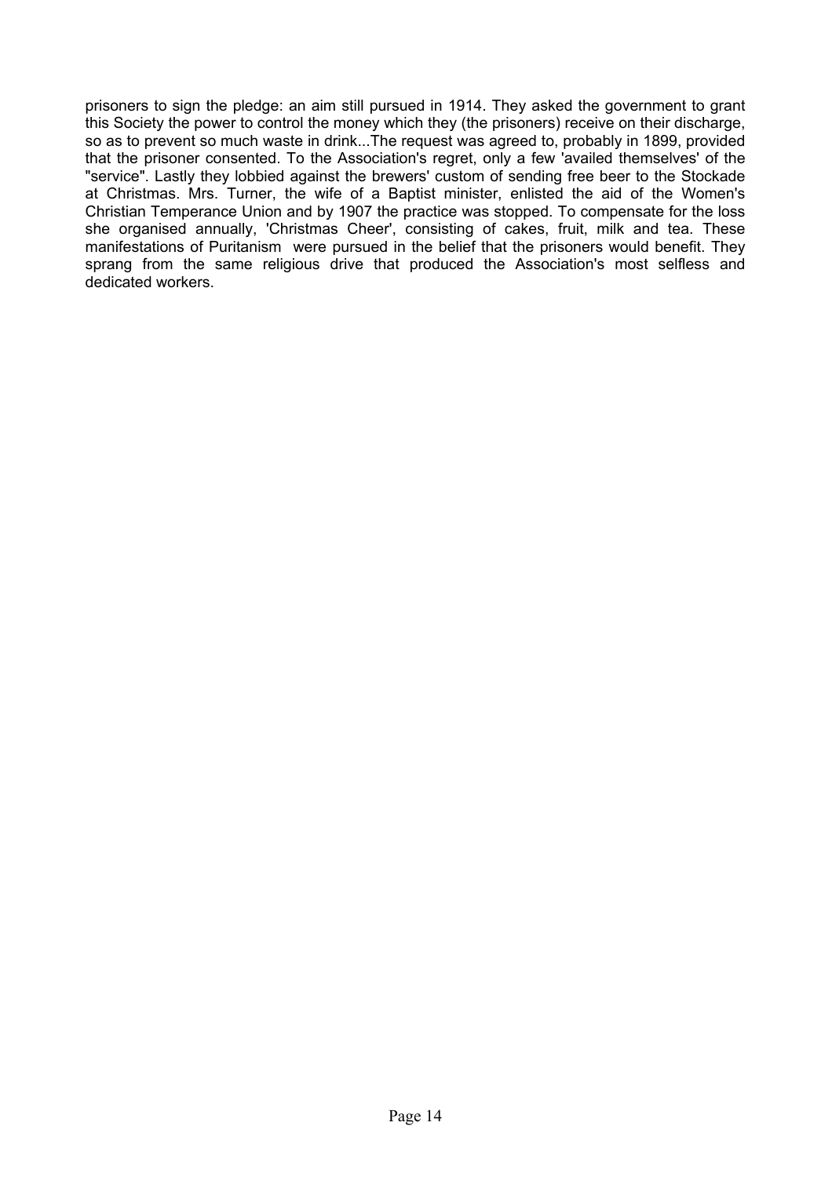prisoners to sign the pledge: an aim still pursued in 1914. They asked the government to grant this Society the power to control the money which they (the prisoners) receive on their discharge, so as to prevent so much waste in drink...The request was agreed to, probably in 1899, provided that the prisoner consented. To the Association's regret, only a few 'availed themselves' of the "service". Lastly they lobbied against the brewers' custom of sending free beer to the Stockade at Christmas. Mrs. Turner, the wife of a Baptist minister, enlisted the aid of the Women's Christian Temperance Union and by 1907 the practice was stopped. To compensate for the loss she organised annually, 'Christmas Cheer', consisting of cakes, fruit, milk and tea. These manifestations of Puritanism were pursued in the belief that the prisoners would benefit. They sprang from the same religious drive that produced the Association's most selfless and dedicated workers.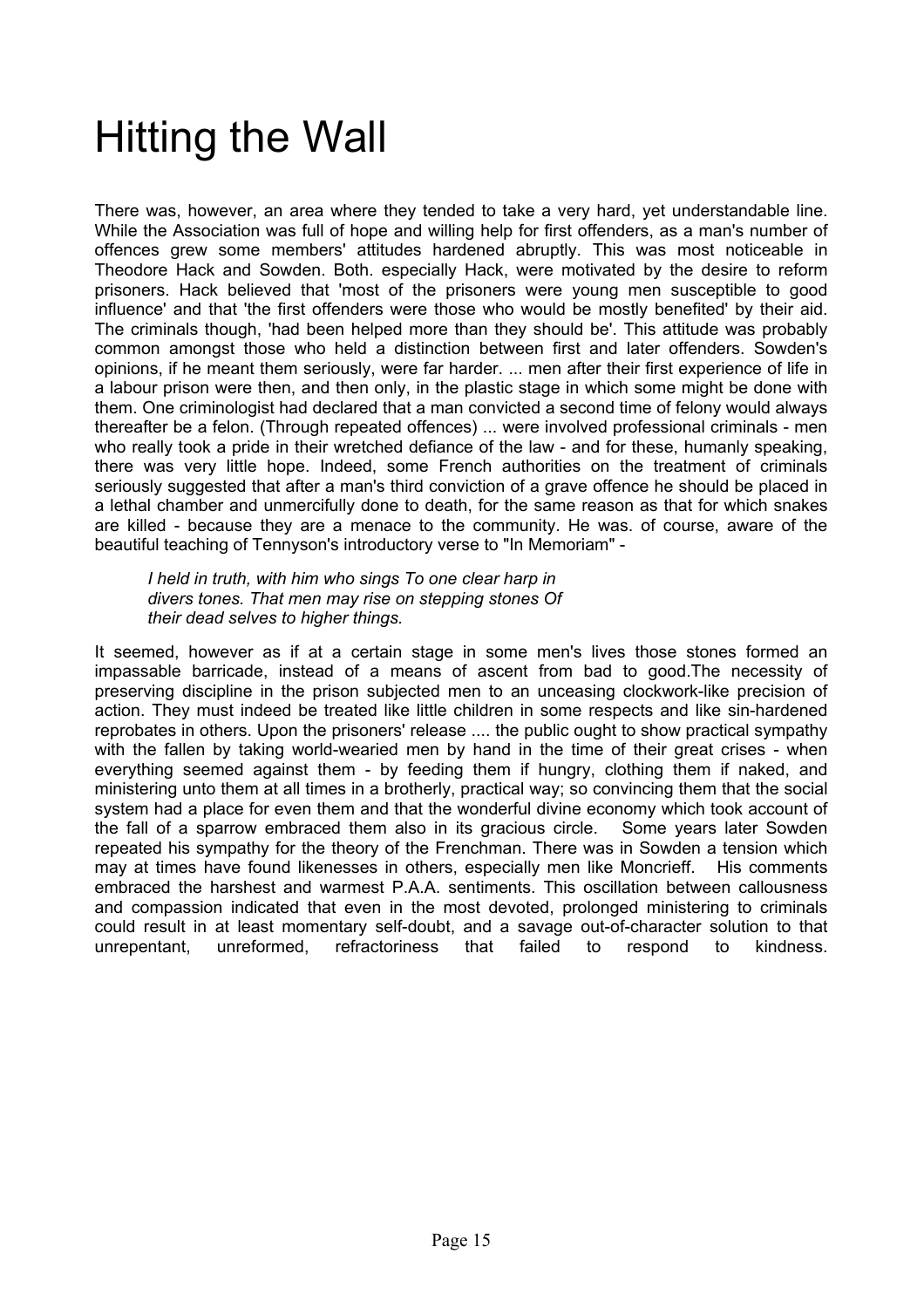# Hitting the Wall

There was, however, an area where they tended to take a very hard, yet understandable line. While the Association was full of hope and willing help for first offenders, as a man's number of offences grew some members' attitudes hardened abruptly. This was most noticeable in Theodore Hack and Sowden. Both. especially Hack, were motivated by the desire to reform prisoners. Hack believed that 'most of the prisoners were young men susceptible to good influence' and that 'the first offenders were those who would be mostly benefited' by their aid. The criminals though, 'had been helped more than they should be'. This attitude was probably common amongst those who held a distinction between first and later offenders. Sowden's opinions, if he meant them seriously, were far harder. ... men after their first experience of life in a labour prison were then, and then only, in the plastic stage in which some might be done with them. One criminologist had declared that a man convicted a second time of felony would always thereafter be a felon. (Through repeated offences) ... were involved professional criminals - men who really took a pride in their wretched defiance of the law - and for these, humanly speaking, there was very little hope. Indeed, some French authorities on the treatment of criminals seriously suggested that after a man's third conviction of a grave offence he should be placed in a lethal chamber and unmercifully done to death, for the same reason as that for which snakes are killed - because they are a menace to the community. He was. of course, aware of the beautiful teaching of Tennyson's introductory verse to "In Memoriam" -

> *I held in truth, with him who sings To one clear harp in divers tones. That men may rise on stepping stones Of their dead selves to higher things.*

It seemed, however as if at a certain stage in some men's lives those stones formed an impassable barricade, instead of a means of ascent from bad to good.The necessity of preserving discipline in the prison subjected men to an unceasing clockwork-like precision of action. They must indeed be treated like little children in some respects and like sin-hardened reprobates in others. Upon the prisoners' release .... the public ought to show practical sympathy with the fallen by taking world-wearied men by hand in the time of their great crises - when everything seemed against them - by feeding them if hungry, clothing them if naked, and ministering unto them at all times in a brotherly, practical way; so convincing them that the social system had a place for even them and that the wonderful divine economy which took account of the fall of a sparrow embraced them also in its gracious circle. Some years later Sowden repeated his sympathy for the theory of the Frenchman. There was in Sowden a tension which may at times have found likenesses in others, especially men like Moncrieff. His comments embraced the harshest and warmest P.A.A. sentiments. This oscillation between callousness and compassion indicated that even in the most devoted, prolonged ministering to criminals could result in at least momentary self-doubt, and a savage out-of-character solution to that unrepentant, unreformed, refractoriness that failed to respond to kindness.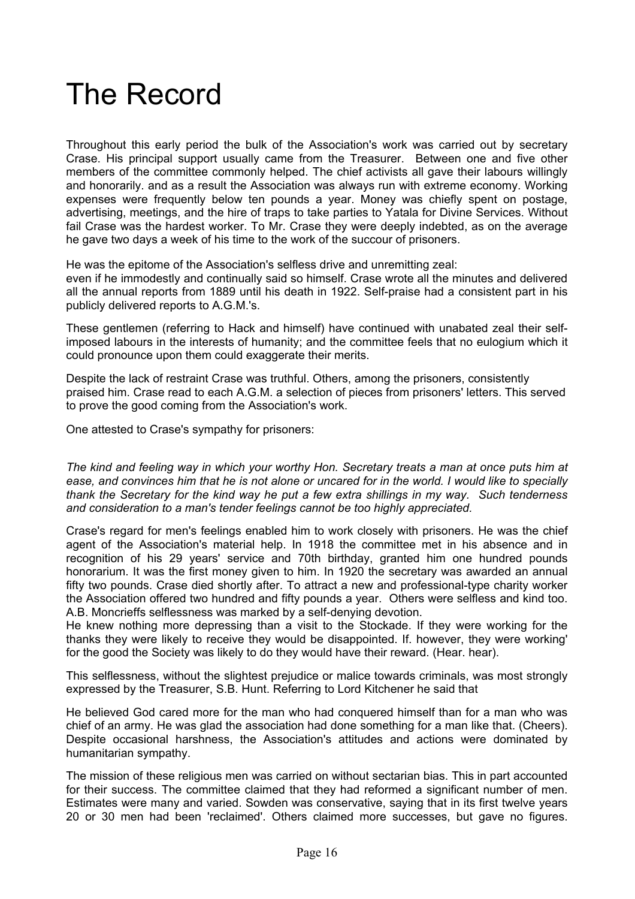# The Record

Throughout this early period the bulk of the Association's work was carried out by secretary Crase. His principal support usually came from the Treasurer. Between one and five other members of the committee commonly helped. The chief activists all gave their labours willingly and honorarily. and as a result the Association was always run with extreme economy. Working expenses were frequently below ten pounds a year. Money was chiefly spent on postage, advertising, meetings, and the hire of traps to take parties to Yatala for Divine Services. Without fail Crase was the hardest worker. To Mr. Crase they were deeply indebted, as on the average he gave two days a week of his time to the work of the succour of prisoners.

He was the epitome of the Association's selfless drive and unremitting zeal:
even if he immodestly and continually said so himself. Crase wrote all the minutes and delivered all the annual reports from 1889 until his death in 1922. Self-praise had a consistent part in his publicly delivered reports to A.G.M.'s.

These gentlemen (referring to Hack and himself) have continued with unabated zeal their self-imposed labours in the interests of humanity; and the committee feels that no eulogium which it could pronounce upon them could exaggerate their merits.

Despite the lack of restraint Crase was truthful. Others, among the prisoners, consistently praised him. Crase read to each A.G.M. a selection of pieces from prisoners' letters. This served to prove the good coming from the Association's work.

One attested to Crase's sympathy for prisoners:

*The kind and feeling way in which your worthy Hon. Secretary treats a man at once puts him at ease, and convinces him that he is not alone or uncared for in the world. I would like to specially thank the Secretary for the kind way he put a few extra shillings in my way. Such tenderness and consideration to a man's tender feelings cannot be too highly appreciated.*

Crase's regard for men's feelings enabled him to work closely with prisoners. He was the chief agent of the Association's material help. In 1918 the committee met in his absence and in recognition of his 29 years' service and 70th birthday, granted him one hundred pounds honorarium. It was the first money given to him. In 1920 the secretary was awarded an annual fifty two pounds. Crase died shortly after. To attract a new and professional-type charity worker the Association offered two hundred and fifty pounds a year. Others were selfless and kind too. A.B. Moncrieffs selflessness was marked by a self-denying devotion.
He knew nothing more depressing than a visit to the Stockade. If they were working for the thanks they were likely to receive they would be disappointed. If. however, they were working' for the good the Society was likely to do they would have their reward. (Hear. hear).

This selflessness, without the slightest prejudice or malice towards criminals, was most strongly expressed by the Treasurer, S.B. Hunt. Referring to Lord Kitchener he said that

He believed God cared more for the man who had conquered himself than for a man who was chief of an army. He was glad the association had done something for a man like that. (Cheers). Despite occasional harshness, the Association's attitudes and actions were dominated by humanitarian sympathy.

The mission of these religious men was carried on without sectarian bias. This in part accounted for their success. The committee claimed that they had reformed a significant number of men. Estimates were many and varied. Sowden was conservative, saying that in its first twelve years 20 or 30 men had been 'reclaimed'. Others claimed more successes, but gave no figures.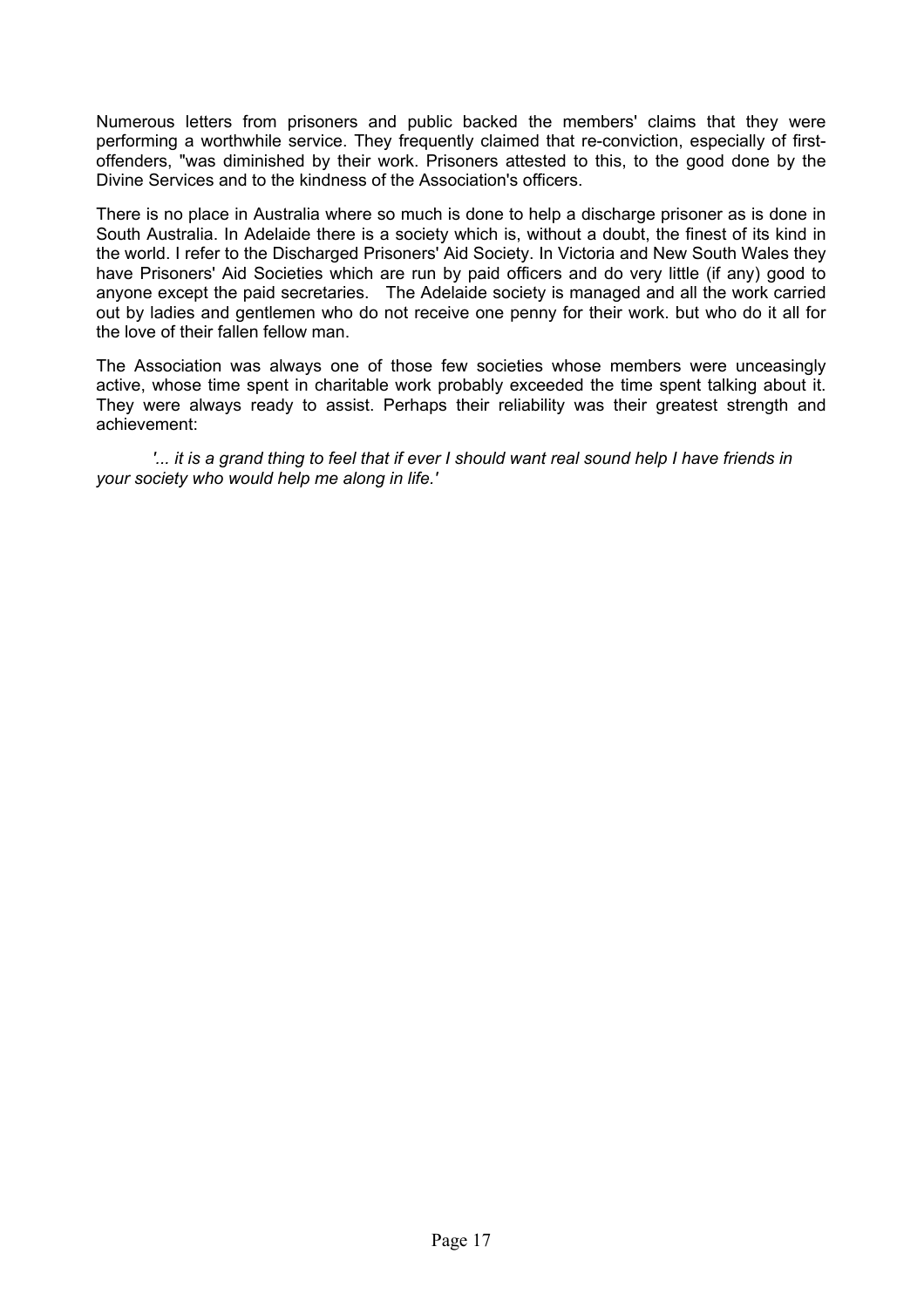Numerous letters from prisoners and public backed the members' claims that they were performing a worthwhile service. They frequently claimed that re-conviction, especially of first-offenders, "was diminished by their work. Prisoners attested to this, to the good done by the Divine Services and to the kindness of the Association's officers.

There is no place in Australia where so much is done to help a discharge prisoner as is done in South Australia. In Adelaide there is a society which is, without a doubt, the finest of its kind in the world. I refer to the Discharged Prisoners' Aid Society. In Victoria and New South Wales they have Prisoners' Aid Societies which are run by paid officers and do very little (if any) good to anyone except the paid secretaries. The Adelaide society is managed and all the work carried out by ladies and gentlemen who do not receive one penny for their work. but who do it all for the love of their fallen fellow man.

The Association was always one of those few societies whose members were unceasingly active, whose time spent in charitable work probably exceeded the time spent talking about it. They were always ready to assist. Perhaps their reliability was their greatest strength and achievement:

*'... it is a grand thing to feel that if ever I should want real sound help I have friends in your society who would help me along in life.'*